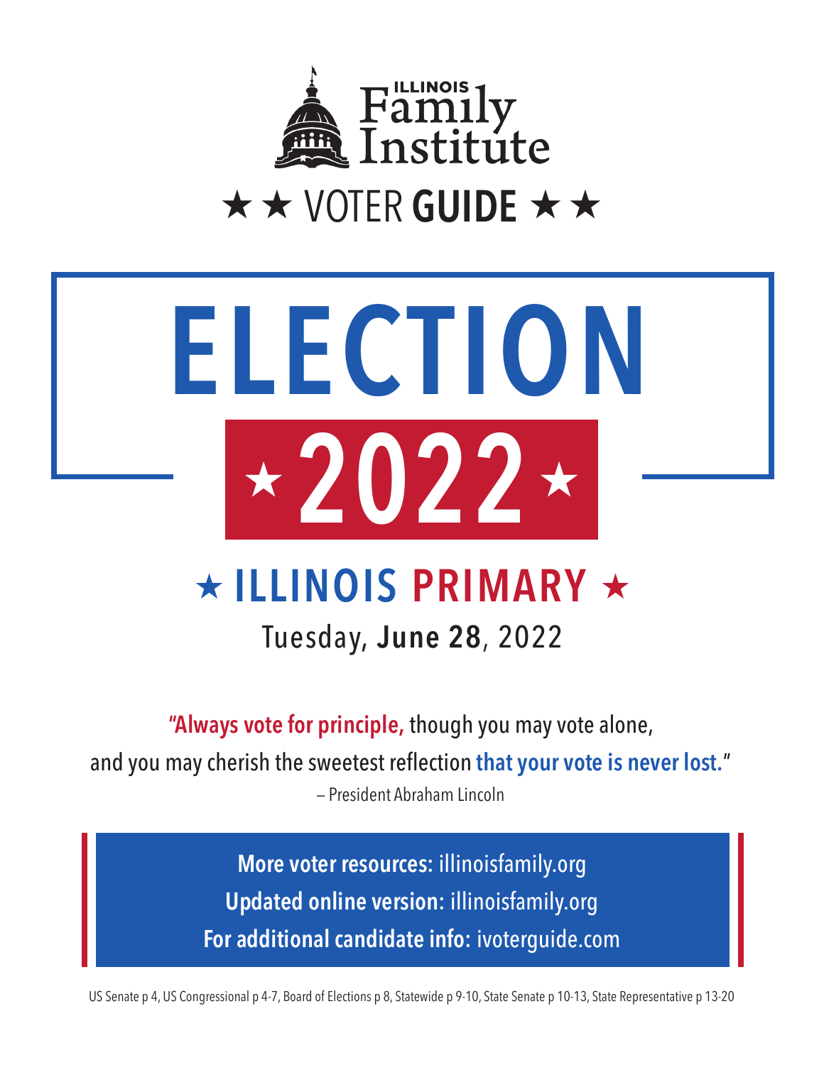ILLINOIS Family Institute

★ ★ VOTER **GUIDE** ★ ★

# ELECTION

# ★ 2022 ★

## ★ ILLINOIS PRIMARY ★

Tuesday, **June 28**, 2022

"**Always vote for principle,** though you may vote alone, and you may cherish the sweetest reflection **that your vote is never lost.**"

– President Abraham Lincoln

**More voter resources:** illinoisfamily.org

**Updated online version:** illinoisfamily.org

**For additional candidate info:** ivoterguide.com

US Senate p 4, US Congressional p 4-7, Board of Elections p 8, Statewide p 9-10, State Senate p 10-13, State Representative p 13-20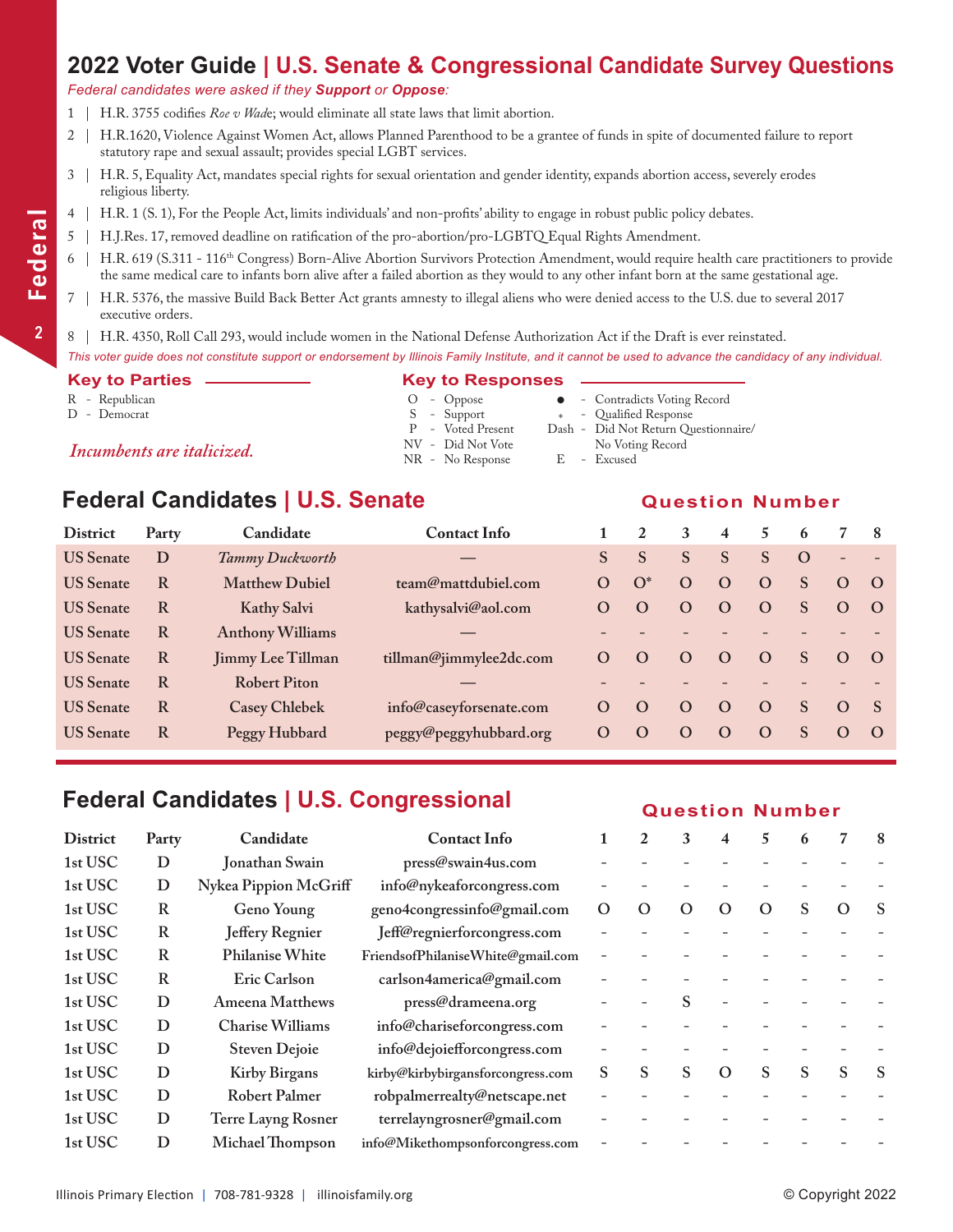# 2022 Voter Guide | U.S. Senate & Congressional Candidate Survey Questions

*Federal candidates were asked if they **Support** or **Oppose**:*

1 | H.R. 3755 codifies *Roe v Wade*; would eliminate all state laws that limit abortion.

2 | H.R.1620, Violence Against Women Act, allows Planned Parenthood to be a grantee of funds in spite of documented failure to report statutory rape and sexual assault; provides special LGBT services.

3 | H.R. 5, Equality Act, mandates special rights for sexual orientation and gender identity, expands abortion access, severely erodes religious liberty.

4 | H.R. 1 (S. 1), For the People Act, limits individuals' and non-profits' ability to engage in robust public policy debates.

5 | H.J.Res. 17, removed deadline on ratification of the pro-abortion/pro-LGBTQ Equal Rights Amendment.

6 | H.R. 619 (S.311 - 116th Congress) Born-Alive Abortion Survivors Protection Amendment, would require health care practitioners to provide the same medical care to infants born alive after a failed abortion as they would to any other infant born at the same gestational age.

7 | H.R. 5376, the massive Build Back Better Act grants amnesty to illegal aliens who were denied access to the U.S. due to several 2017 executive orders.

8 | H.R. 4350, Roll Call 293, would include women in the National Defense Authorization Act if the Draft is ever reinstated.

*This voter guide does not constitute support or endorsement by Illinois Family Institute, and it cannot be used to advance the candidacy of any individual.*

**Key to Parties**

R - Republican
D - Democrat

*Incumbents are italicized.*

**Key to Responses**

O - Oppose
S - Support
P - Voted Present
NV - Did Not Vote
NR - No Response
● - Contradicts Voting Record
\* - Qualified Response
Dash - Did Not Return Questionnaire/ No Voting Record
E - Excused

## Federal Candidates | U.S. Senate

| District | Party | Candidate | Contact Info | 1 | 2 | 3 | 4 | 5 | 6 | 7 | 8 |
|---|---|---|---|---|---|---|---|---|---|---|---|
| US Senate | D | *Tammy Duckworth* | — | S | S | S | S | S | O | - | - |
| US Senate | R | Matthew Dubiel | team@mattdubiel.com | O | O* | O | O | O | S | O | O |
| US Senate | R | Kathy Salvi | kathysalvi@aol.com | O | O | O | O | O | S | O | O |
| US Senate | R | Anthony Williams | — | - | - | - | - | - | - | - | - |
| US Senate | R | Jimmy Lee Tillman | tillman@jimmylee2dc.com | O | O | O | O | O | S | O | O |
| US Senate | R | Robert Piton | — | - | - | - | - | - | - | - | - |
| US Senate | R | Casey Chlebek | info@caseyforsenate.com | O | O | O | O | O | S | O | S |
| US Senate | R | Peggy Hubbard | peggy@peggyhubbard.org | O | O | O | O | O | S | O | O |

## Federal Candidates | U.S. Congressional

| District | Party | Candidate | Contact Info | 1 | 2 | 3 | 4 | 5 | 6 | 7 | 8 |
|---|---|---|---|---|---|---|---|---|---|---|---|
| 1st USC | D | Jonathan Swain | press@swain4us.com | - | - | - | - | - | - | - | - |
| 1st USC | D | Nykea Pippion McGriff | info@nykeaforcongress.com | - | - | - | - | - | - | - | - |
| 1st USC | R | Geno Young | geno4congressinfo@gmail.com | O | O | O | O | O | S | O | S |
| 1st USC | R | Jeffery Regnier | Jeff@regnierforcongress.com | - | - | - | - | - | - | - | - |
| 1st USC | R | Philanise White | FriendsofPhilaniseWhite@gmail.com | - | - | - | - | - | - | - | - |
| 1st USC | R | Eric Carlson | carlson4america@gmail.com | - | - | - | - | - | - | - | - |
| 1st USC | D | Ameena Matthews | press@drameena.org | - | - | S | - | - | - | - | - |
| 1st USC | D | Charise Williams | info@chariseforcongress.com | - | - | - | - | - | - | - | - |
| 1st USC | D | Steven Dejoie | info@dejoieforcongress.com | - | - | - | - | - | - | - | - |
| 1st USC | D | Kirby Birgans | kirby@kirbybirgansforcongress.com | S | S | S | O | S | S | S | S |
| 1st USC | D | Robert Palmer | robpalmerrealty@netscape.net | - | - | - | - | - | - | - | - |
| 1st USC | D | Terre Layng Rosner | terrelayngrosner@gmail.com | - | - | - | - | - | - | - | - |
| 1st USC | D | Michael Thompson | info@Mikethompsonforcongress.com | - | - | - | - | - | - | - | - |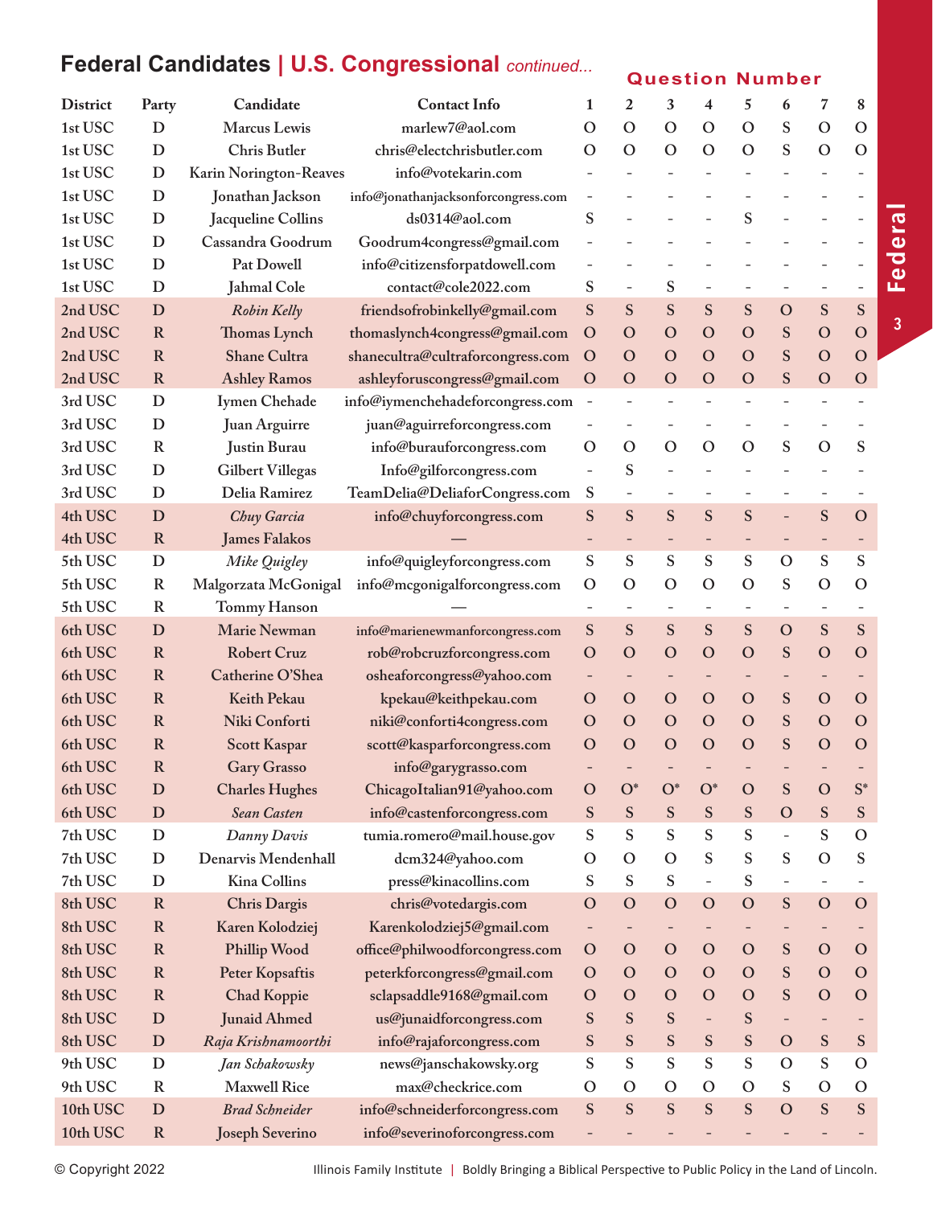## Federal Candidates | U.S. Congressional *continued...*

| District | Party | Candidate | Contact Info | 1 | 2 | 3 | 4 | 5 | 6 | 7 | 8 |
|---|---|---|---|---|---|---|---|---|---|---|---|
| | | | | **Question Number** | | | | | | | |
| 1st USC | D | Marcus Lewis | marlew7@aol.com | O | O | O | O | O | S | O | O |
| 1st USC | D | Chris Butler | chris@electchrisbutler.com | O | O | O | O | O | S | O | O |
| 1st USC | D | Karin Norington-Reaves | info@votekarin.com | - | - | - | - | - | - | - | - |
| 1st USC | D | Jonathan Jackson | info@jonathanjacksonforcongress.com | - | - | - | - | - | - | - | - |
| 1st USC | D | Jacqueline Collins | ds0314@aol.com | S | - | - | - | S | - | - | - |
| 1st USC | D | Cassandra Goodrum | Goodrum4congress@gmail.com | - | - | - | - | - | - | - | - |
| 1st USC | D | Pat Dowell | info@citizensforpatdowell.com | - | - | - | - | - | - | - | - |
| 1st USC | D | Jahmal Cole | contact@cole2022.com | S | - | S | - | - | - | - | - |
| 2nd USC | D | *Robin Kelly* | friendsofrobinkelly@gmail.com | S | S | S | S | S | O | S | S |
| 2nd USC | R | Thomas Lynch | thomaslynch4congress@gmail.com | O | O | O | O | O | S | O | O |
| 2nd USC | R | Shane Cultra | shanecultra@cultraforcongress.com | O | O | O | O | O | S | O | O |
| 2nd USC | R | Ashley Ramos | ashleyforuscongress@gmail.com | O | O | O | O | O | S | O | O |
| 3rd USC | D | Iymen Chehade | info@iymenchehadeforcongress.com | - | - | - | - | - | - | - | - |
| 3rd USC | D | Juan Arguirre | juan@aguirreforcongress.com | - | - | - | - | - | - | - | - |
| 3rd USC | R | Justin Burau | info@burauforcongress.com | O | O | O | O | O | S | O | S |
| 3rd USC | D | Gilbert Villegas | Info@gilforcongress.com | - | S | - | - | - | - | - | - |
| 3rd USC | D | Delia Ramirez | TeamDelia@DeliaforCongress.com | S | - | - | - | - | - | - | - |
| 4th USC | D | *Chuy Garcia* | info@chuyforcongress.com | S | S | S | S | S | - | S | O |
| 4th USC | R | James Falakos | — | - | - | - | - | - | - | - | - |
| 5th USC | D | *Mike Quigley* | info@quigleyforcongress.com | S | S | S | S | S | O | S | S |
| 5th USC | R | Malgorzata McGonigal | info@mcgonigalforcongress.com | O | O | O | O | O | S | O | O |
| 5th USC | R | Tommy Hanson | — | - | - | - | - | - | - | - | - |
| 6th USC | D | Marie Newman | info@marienewmanforcongress.com | S | S | S | S | S | O | S | S |
| 6th USC | R | Robert Cruz | rob@robcruzforcongress.com | O | O | O | O | O | S | O | O |
| 6th USC | R | Catherine O'Shea | osheaforcongress@yahoo.com | - | - | - | - | - | - | - | - |
| 6th USC | R | Keith Pekau | kpekau@keithpekau.com | O | O | O | O | O | S | O | O |
| 6th USC | R | Niki Conforti | niki@conforti4congress.com | O | O | O | O | O | S | O | O |
| 6th USC | R | Scott Kaspar | scott@kasparforcongress.com | O | O | O | O | O | S | O | O |
| 6th USC | R | Gary Grasso | info@garygrasso.com | - | - | - | - | - | - | - | - |
| 6th USC | D | Charles Hughes | ChicagoItalian91@yahoo.com | O | O* | O* | O* | O | S | O | S* |
| 6th USC | D | *Sean Casten* | info@castenforcongress.com | S | S | S | S | S | O | S | S |
| 7th USC | D | *Danny Davis* | tumia.romero@mail.house.gov | S | S | S | S | S | - | S | O |
| 7th USC | D | Denarvis Mendenhall | dcm324@yahoo.com | O | O | O | S | S | S | O | S |
| 7th USC | D | Kina Collins | press@kinacollins.com | S | S | S | - | S | - | - | - |
| 8th USC | R | Chris Dargis | chris@votedargis.com | O | O | O | O | O | S | O | O |
| 8th USC | R | Karen Kolodziej | Karenkolodziej5@gmail.com | - | - | - | - | - | - | - | - |
| 8th USC | R | Phillip Wood | office@philwoodforcongress.com | O | O | O | O | O | S | O | O |
| 8th USC | R | Peter Kopsaftis | peterkforcongress@gmail.com | O | O | O | O | O | S | O | O |
| 8th USC | R | Chad Koppie | sclapsaddle9168@gmail.com | O | O | O | O | O | S | O | O |
| 8th USC | D | Junaid Ahmed | us@junaidforcongress.com | S | S | S | - | S | - | - | - |
| 8th USC | D | *Raja Krishnamoorthi* | info@rajaforcongress.com | S | S | S | S | S | O | S | S |
| 9th USC | D | *Jan Schakowsky* | news@janschakowsky.org | S | S | S | S | S | O | S | O |
| 9th USC | R | Maxwell Rice | max@checkrice.com | O | O | O | O | O | S | O | O |
| 10th USC | D | *Brad Schneider* | info@schneiderforcongress.com | S | S | S | S | S | O | S | S |
| 10th USC | R | Joseph Severino | info@severinoforcongress.com | - | - | - | - | - | - | - | - |

© Copyright 2022

Illinois Family Institute | Boldly Bringing a Biblical Perspective to Public Policy in the Land of Lincoln.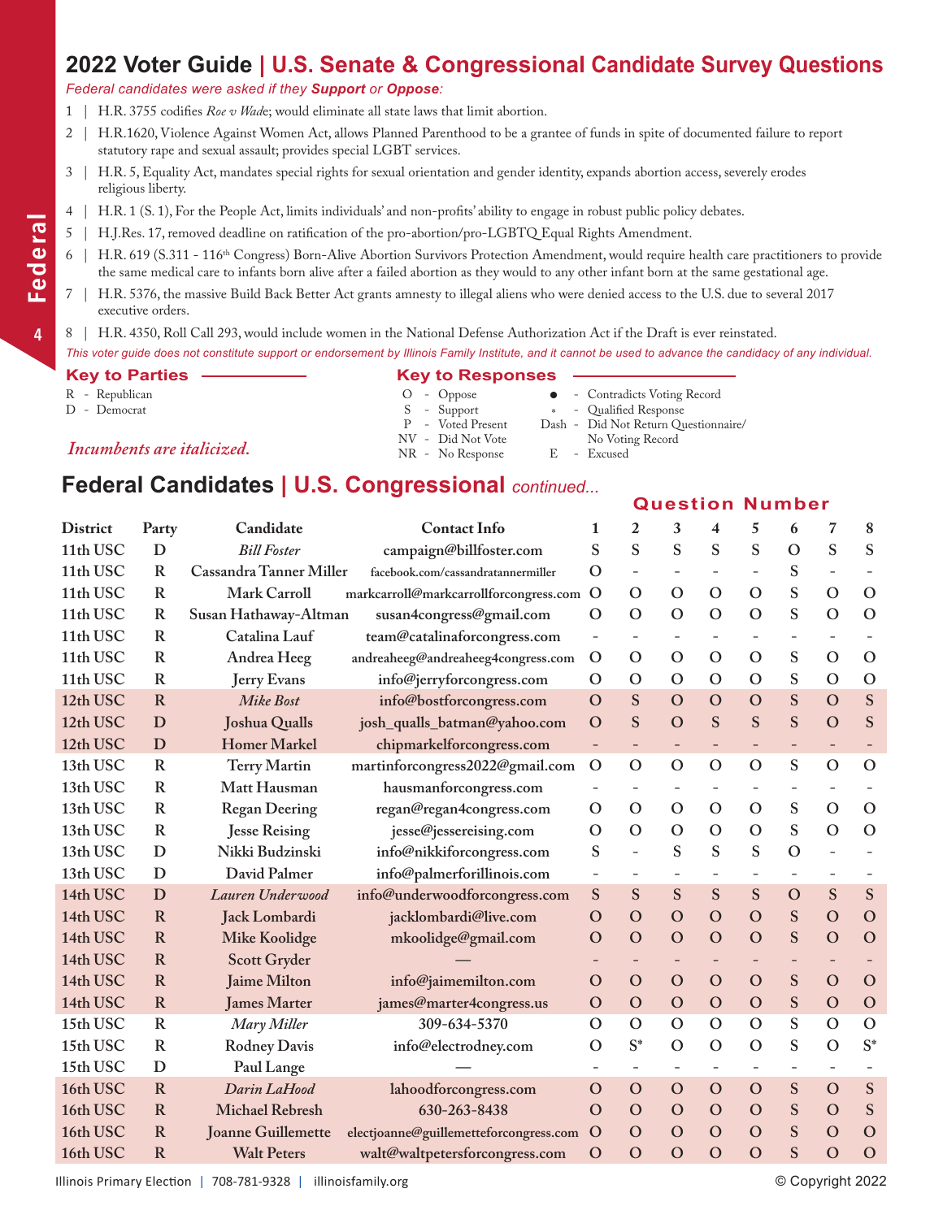# 2022 Voter Guide | U.S. Senate & Congressional Candidate Survey Questions

*Federal candidates were asked if they **Support** or **Oppose**:*

1 | H.R. 3755 codifies *Roe v Wade*; would eliminate all state laws that limit abortion.

2 | H.R.1620, Violence Against Women Act, allows Planned Parenthood to be a grantee of funds in spite of documented failure to report statutory rape and sexual assault; provides special LGBT services.

3 | H.R. 5, Equality Act, mandates special rights for sexual orientation and gender identity, expands abortion access, severely erodes religious liberty.

4 | H.R. 1 (S. 1), For the People Act, limits individuals' and non-profits' ability to engage in robust public policy debates.

5 | H.J.Res. 17, removed deadline on ratification of the pro-abortion/pro-LGBTQ Equal Rights Amendment.

6 | H.R. 619 (S.311 - 116th Congress) Born-Alive Abortion Survivors Protection Amendment, would require health care practitioners to provide the same medical care to infants born alive after a failed abortion as they would to any other infant born at the same gestational age.

7 | H.R. 5376, the massive Build Back Better Act grants amnesty to illegal aliens who were denied access to the U.S. due to several 2017 executive orders.

8 | H.R. 4350, Roll Call 293, would include women in the National Defense Authorization Act if the Draft is ever reinstated.

*This voter guide does not constitute support or endorsement by Illinois Family Institute, and it cannot be used to advance the candidacy of any individual.*

**Key to Parties**

R - Republican
D - Democrat

*Incumbents are italicized.*

**Key to Responses**

O - Oppose
S - Support
P - Voted Present
NV - Did Not Vote
NR - No Response
● - Contradicts Voting Record
\* - Qualified Response
Dash - Did Not Return Questionnaire/ No Voting Record
E - Excused

## Federal Candidates | U.S. Congressional *continued...*

| District | Party | Candidate | Contact Info | 1 | 2 | 3 | 4 | 5 | 6 | 7 | 8 |
|---|---|---|---|---|---|---|---|---|---|---|---|
| 11th USC | D | *Bill Foster* | campaign@billfoster.com | S | S | S | S | S | O | S | S |
| 11th USC | R | Cassandra Tanner Miller | facebook.com/cassandratannermiller | O | - | - | - | - | S | - | - |
| 11th USC | R | Mark Carroll | markcarroll@markcarrollforcongress.com | O | O | O | O | O | S | O | O |
| 11th USC | R | Susan Hathaway-Altman | susan4congress@gmail.com | O | O | O | O | O | S | O | O |
| 11th USC | R | Catalina Lauf | team@catalinaforcongress.com | - | - | - | - | - | - | - | - |
| 11th USC | R | Andrea Heeg | andreaheeg@andreaheeg4congress.com | O | O | O | O | O | S | O | O |
| 11th USC | R | Jerry Evans | info@jerryforcongress.com | O | O | O | O | O | S | O | O |
| 12th USC | R | *Mike Bost* | info@bostforcongress.com | O | S | O | O | O | S | O | S |
| 12th USC | D | Joshua Qualls | josh_qualls_batman@yahoo.com | O | S | O | S | S | S | O | S |
| 12th USC | D | Homer Markel | chipmarkelforcongress.com | - | - | - | - | - | - | - | - |
| 13th USC | R | Terry Martin | martinforcongress2022@gmail.com | O | O | O | O | O | S | O | O |
| 13th USC | R | Matt Hausman | hausmanforcongress.com | - | - | - | - | - | - | - | - |
| 13th USC | R | Regan Deering | regan@regan4congress.com | O | O | O | O | O | S | O | O |
| 13th USC | R | Jesse Reising | jesse@jessereising.com | O | O | O | O | O | S | O | O |
| 13th USC | D | Nikki Budzinski | info@nikkiforcongress.com | S | - | S | S | S | O | - | - |
| 13th USC | D | David Palmer | info@palmerforillinois.com | - | - | - | - | - | - | - | - |
| 14th USC | D | *Lauren Underwood* | info@underwoodforcongress.com | S | S | S | S | S | O | S | S |
| 14th USC | R | Jack Lombardi | jacklombardi@live.com | O | O | O | O | O | S | O | O |
| 14th USC | R | Mike Koolidge | mkoolidge@gmail.com | O | O | O | O | O | S | O | O |
| 14th USC | R | Scott Gryder | — | - | - | - | - | - | - | - | - |
| 14th USC | R | Jaime Milton | info@jaimemilton.com | O | O | O | O | O | S | O | O |
| 14th USC | R | James Marter | james@marter4congress.us | O | O | O | O | O | S | O | O |
| 15th USC | R | *Mary Miller* | 309-634-5370 | O | O | O | O | O | S | O | O |
| 15th USC | R | Rodney Davis | info@electrodney.com | O | S* | O | O | O | S | O | S* |
| 15th USC | D | Paul Lange | — | - | - | - | - | - | - | - | - |
| 16th USC | R | *Darin LaHood* | lahoodforcongress.com | O | O | O | O | O | S | O | S |
| 16th USC | R | Michael Rebresh | 630-263-8438 | O | O | O | O | O | S | O | S |
| 16th USC | R | Joanne Guillemette | electjoanne@guillemetteforcongress.com | O | O | O | O | O | S | O | O |
| 16th USC | R | Walt Peters | walt@waltpetersforcongress.com | O | O | O | O | O | S | O | O |

Illinois Primary Election | 708-781-9328 | illinoisfamily.org

© Copyright 2022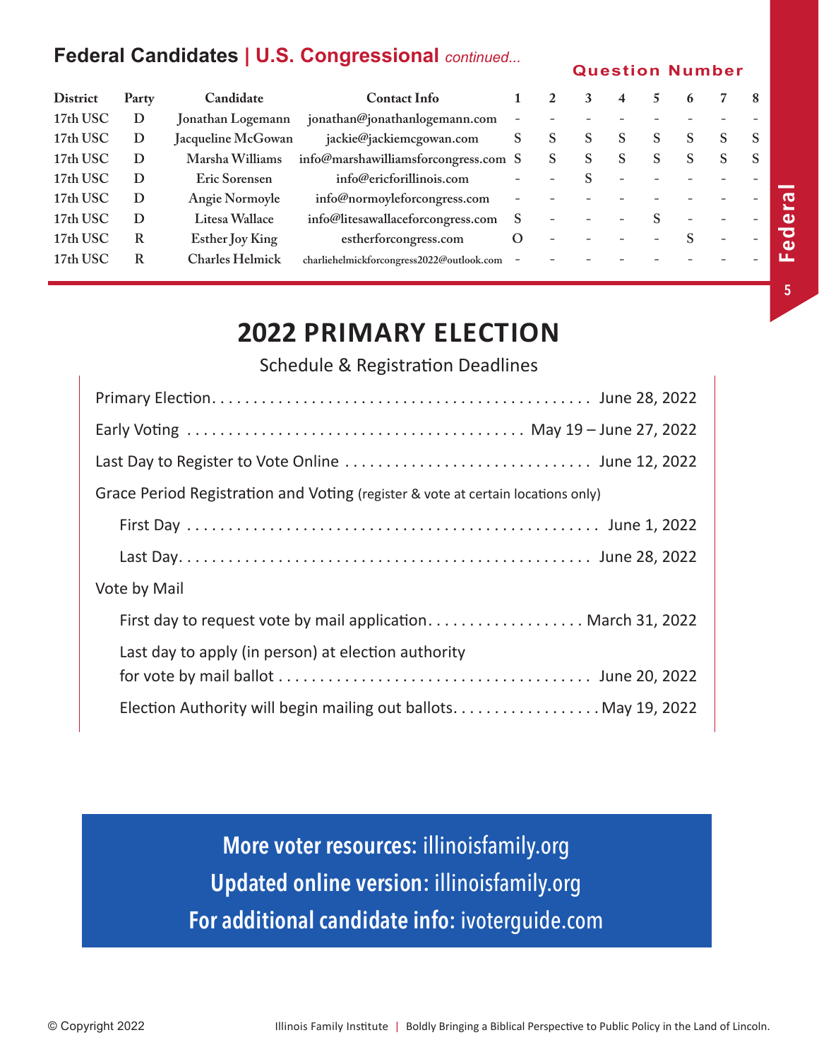## Federal Candidates | U.S. Congressional *continued...*

| District | Party | Candidate | Contact Info | 1 | 2 | 3 | 4 | 5 | 6 | 7 | 8 |
|---|---|---|---|---|---|---|---|---|---|---|---|
| 17th USC | D | Jonathan Logemann | jonathan@jonathanlogemann.com | - | - | - | - | - | - | - | - |
| 17th USC | D | Jacqueline McGowan | jackie@jackiemcgowan.com | S | S | S | S | S | S | S | S |
| 17th USC | D | Marsha Williams | info@marshawilliamsforcongress.com | S | S | S | S | S | S | S | S |
| 17th USC | D | Eric Sorensen | info@ericforillinois.com | - | - | S | - | - | - | - | - |
| 17th USC | D | Angie Normoyle | info@normoyleforcongress.com | - | - | - | - | - | - | - | - |
| 17th USC | D | Litesa Wallace | info@litesawallaceforcongress.com | S | - | - | - | S | - | - | - |
| 17th USC | R | Esther Joy King | estherforcongress.com | O | - | - | - | - | S | - | - |
| 17th USC | R | Charles Helmick | charliehelmickforcongress2022@outlook.com | - | - | - | - | - | - | - | - |

# 2022 PRIMARY ELECTION

Schedule & Registration Deadlines

Primary Election . . . . . . . . . . June 28, 2022

Early Voting . . . . . . . . . . May 19 – June 27, 2022

Last Day to Register to Vote Online . . . . . . . . . . June 12, 2022

Grace Period Registration and Voting (register & vote at certain locations only)

- First Day . . . . . . . . . . June 1, 2022
- Last Day . . . . . . . . . . June 28, 2022

Vote by Mail

- First day to request vote by mail application . . . . . . . . . . March 31, 2022
- Last day to apply (in person) at election authority for vote by mail ballot . . . . . . . . . . June 20, 2022
- Election Authority will begin mailing out ballots . . . . . . . . . . May 19, 2022

**More voter resources:** illinoisfamily.org
**Updated online version:** illinoisfamily.org
**For additional candidate info:** ivoterguide.com

© Copyright 2022

Illinois Family Institute | Boldly Bringing a Biblical Perspective to Public Policy in the Land of Lincoln.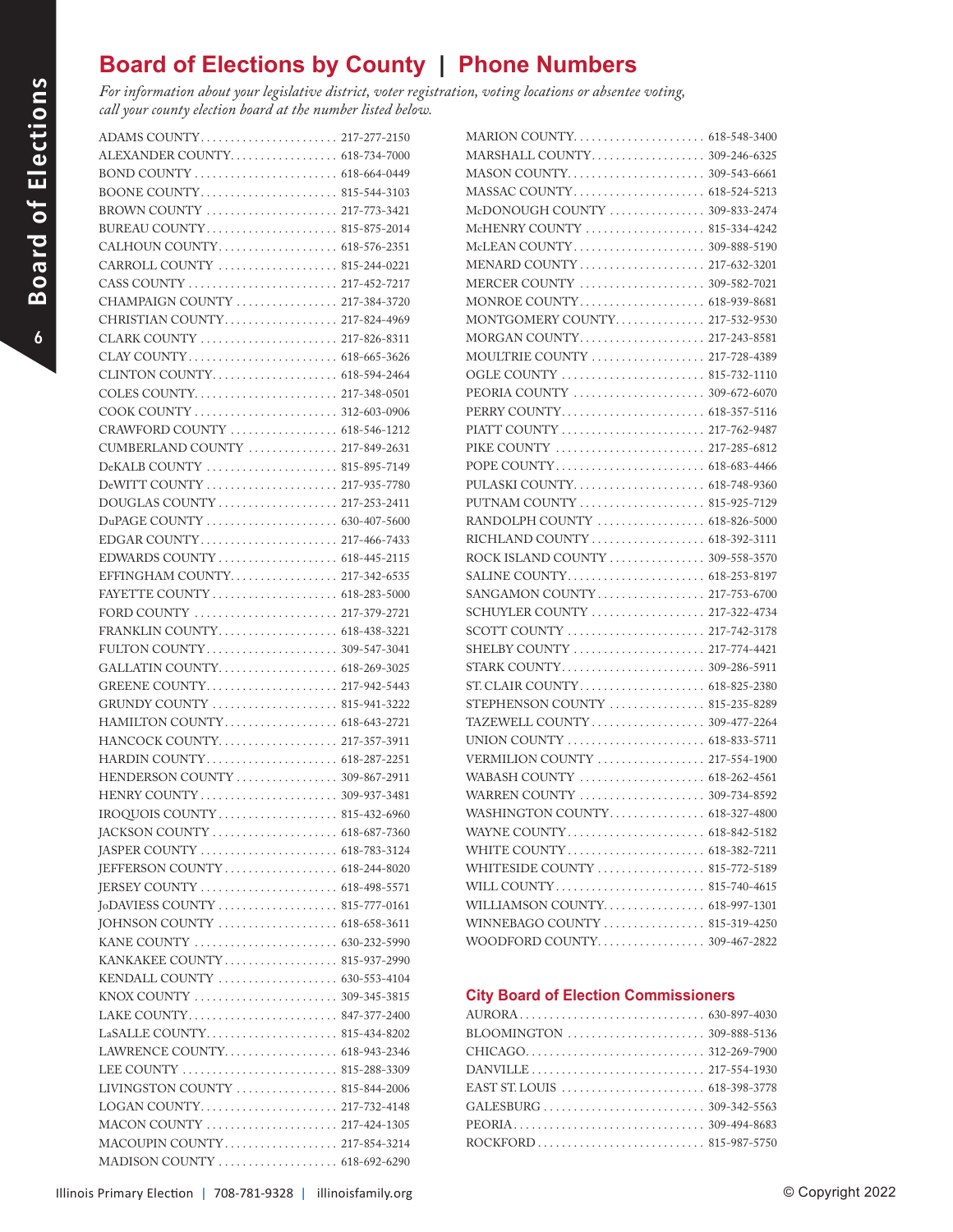# Board of Elections by County | Phone Numbers

*For information about your legislative district, voter registration, voting locations or absentee voting, call your county election board at the number listed below.*

| County | Phone |
|---|---|
| ADAMS COUNTY | 217-277-2150 |
| ALEXANDER COUNTY | 618-734-7000 |
| BOND COUNTY | 618-664-0449 |
| BOONE COUNTY | 815-544-3103 |
| BROWN COUNTY | 217-773-3421 |
| BUREAU COUNTY | 815-875-2014 |
| CALHOUN COUNTY | 618-576-2351 |
| CARROLL COUNTY | 815-244-0221 |
| CASS COUNTY | 217-452-7217 |
| CHAMPAIGN COUNTY | 217-384-3720 |
| CHRISTIAN COUNTY | 217-824-4969 |
| CLARK COUNTY | 217-826-8311 |
| CLAY COUNTY | 618-665-3626 |
| CLINTON COUNTY | 618-594-2464 |
| COLES COUNTY | 217-348-0501 |
| COOK COUNTY | 312-603-0906 |
| CRAWFORD COUNTY | 618-546-1212 |
| CUMBERLAND COUNTY | 217-849-2631 |
| DeKALB COUNTY | 815-895-7149 |
| DeWITT COUNTY | 217-935-7780 |
| DOUGLAS COUNTY | 217-253-2411 |
| DuPAGE COUNTY | 630-407-5600 |
| EDGAR COUNTY | 217-466-7433 |
| EDWARDS COUNTY | 618-445-2115 |
| EFFINGHAM COUNTY | 217-342-6535 |
| FAYETTE COUNTY | 618-283-5000 |
| FORD COUNTY | 217-379-2721 |
| FRANKLIN COUNTY | 618-438-3221 |
| FULTON COUNTY | 309-547-3041 |
| GALLATIN COUNTY | 618-269-3025 |
| GREENE COUNTY | 217-942-5443 |
| GRUNDY COUNTY | 815-941-3222 |
| HAMILTON COUNTY | 618-643-2721 |
| HANCOCK COUNTY | 217-357-3911 |
| HARDIN COUNTY | 618-287-2251 |
| HENDERSON COUNTY | 309-867-2911 |
| HENRY COUNTY | 309-937-3481 |
| IROQUOIS COUNTY | 815-432-6960 |
| JACKSON COUNTY | 618-687-7360 |
| JASPER COUNTY | 618-783-3124 |
| JEFFERSON COUNTY | 618-244-8020 |
| JERSEY COUNTY | 618-498-5571 |
| JoDAVIESS COUNTY | 815-777-0161 |
| JOHNSON COUNTY | 618-658-3611 |
| KANE COUNTY | 630-232-5990 |
| KANKAKEE COUNTY | 815-937-2990 |
| KENDALL COUNTY | 630-553-4104 |
| KNOX COUNTY | 309-345-3815 |
| LAKE COUNTY | 847-377-2400 |
| LaSALLE COUNTY | 815-434-8202 |
| LAWRENCE COUNTY | 618-943-2346 |
| LEE COUNTY | 815-288-3309 |
| LIVINGSTON COUNTY | 815-844-2006 |
| LOGAN COUNTY | 217-732-4148 |
| MACON COUNTY | 217-424-1305 |
| MACOUPIN COUNTY | 217-854-3214 |
| MADISON COUNTY | 618-692-6290 |
| MARION COUNTY | 618-548-3400 |
| MARSHALL COUNTY | 309-246-6325 |
| MASON COUNTY | 309-543-6661 |
| MASSAC COUNTY | 618-524-5213 |
| McDONOUGH COUNTY | 309-833-2474 |
| McHENRY COUNTY | 815-334-4242 |
| McLEAN COUNTY | 309-888-5190 |
| MENARD COUNTY | 217-632-3201 |
| MERCER COUNTY | 309-582-7021 |
| MONROE COUNTY | 618-939-8681 |
| MONTGOMERY COUNTY | 217-532-9530 |
| MORGAN COUNTY | 217-243-8581 |
| MOULTRIE COUNTY | 217-728-4389 |
| OGLE COUNTY | 815-732-1110 |
| PEORIA COUNTY | 309-672-6070 |
| PERRY COUNTY | 618-357-5116 |
| PIATT COUNTY | 217-762-9487 |
| PIKE COUNTY | 217-285-6812 |
| POPE COUNTY | 618-683-4466 |
| PULASKI COUNTY | 618-748-9360 |
| PUTNAM COUNTY | 815-925-7129 |
| RANDOLPH COUNTY | 618-826-5000 |
| RICHLAND COUNTY | 618-392-3111 |
| ROCK ISLAND COUNTY | 309-558-3570 |
| SALINE COUNTY | 618-253-8197 |
| SANGAMON COUNTY | 217-753-6700 |
| SCHUYLER COUNTY | 217-322-4734 |
| SCOTT COUNTY | 217-742-3178 |
| SHELBY COUNTY | 217-774-4421 |
| STARK COUNTY | 309-286-5911 |
| ST. CLAIR COUNTY | 618-825-2380 |
| STEPHENSON COUNTY | 815-235-8289 |
| TAZEWELL COUNTY | 309-477-2264 |
| UNION COUNTY | 618-833-5711 |
| VERMILION COUNTY | 217-554-1900 |
| WABASH COUNTY | 618-262-4561 |
| WARREN COUNTY | 309-734-8592 |
| WASHINGTON COUNTY | 618-327-4800 |
| WAYNE COUNTY | 618-842-5182 |
| WHITE COUNTY | 618-382-7211 |
| WHITESIDE COUNTY | 815-772-5189 |
| WILL COUNTY | 815-740-4615 |
| WILLIAMSON COUNTY | 618-997-1301 |
| WINNEBAGO COUNTY | 815-319-4250 |
| WOODFORD COUNTY | 309-467-2822 |

## City Board of Election Commissioners

| City | Phone |
|---|---|
| AURORA | 630-897-4030 |
| BLOOMINGTON | 309-888-5136 |
| CHICAGO | 312-269-7900 |
| DANVILLE | 217-554-1930 |
| EAST ST. LOUIS | 618-398-3778 |
| GALESBURG | 309-342-5563 |
| PEORIA | 309-494-8683 |
| ROCKFORD | 815-987-5750 |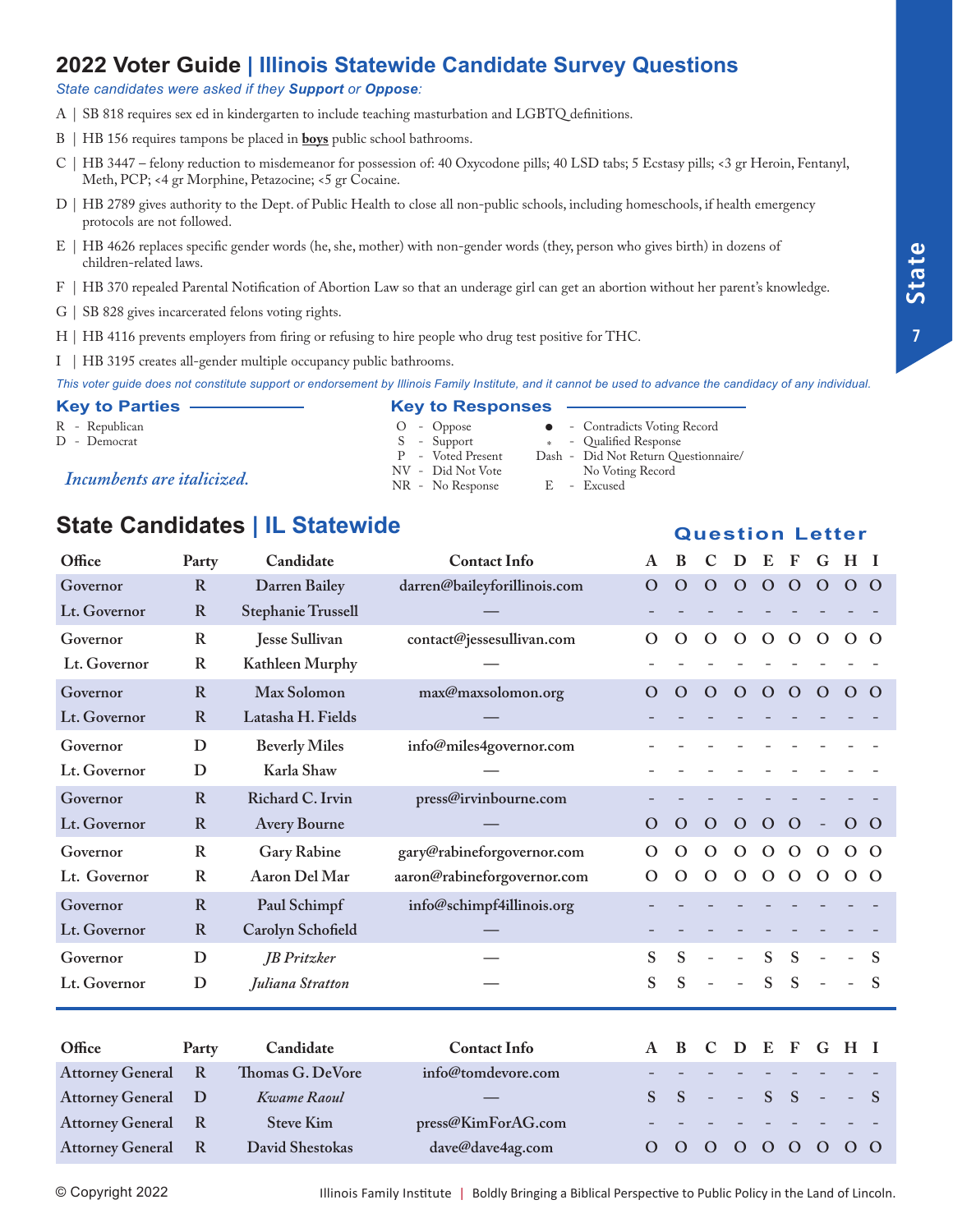# 2022 Voter Guide | Illinois Statewide Candidate Survey Questions

*State candidates were asked if they **Support** or **Oppose**:*

A | SB 818 requires sex ed in kindergarten to include teaching masturbation and LGBTQ definitions.

B | HB 156 requires tampons be placed in **boys** public school bathrooms.

C | HB 3447 – felony reduction to misdemeanor for possession of: 40 Oxycodone pills; 40 LSD tabs; 5 Ecstasy pills; <3 gr Heroin, Fentanyl, Meth, PCP; <4 gr Morphine, Petazocine; <5 gr Cocaine.

D | HB 2789 gives authority to the Dept. of Public Health to close all non-public schools, including homeschools, if health emergency protocols are not followed.

E | HB 4626 replaces specific gender words (he, she, mother) with non-gender words (they, person who gives birth) in dozens of children-related laws.

F | HB 370 repealed Parental Notification of Abortion Law so that an underage girl can get an abortion without her parent's knowledge.

G | SB 828 gives incarcerated felons voting rights.

H | HB 4116 prevents employers from firing or refusing to hire people who drug test positive for THC.

I | HB 3195 creates all-gender multiple occupancy public bathrooms.

*This voter guide does not constitute support or endorsement by Illinois Family Institute, and it cannot be used to advance the candidacy of any individual.*

**Key to Parties**

R - Republican
D - Democrat

*Incumbents are italicized.*

**Key to Responses**

O - Oppose
S - Support
P - Voted Present
NV - Did Not Vote
NR - No Response
● - Contradicts Voting Record
* - Qualified Response
Dash - Did Not Return Questionnaire/ No Voting Record
E - Excused

## State Candidates | IL Statewide

| Office | Party | Candidate | Contact Info | A | B | C | D | E | F | G | H | I |
|---|---|---|---|---|---|---|---|---|---|---|---|---|
| Governor | R | Darren Bailey | darren@baileyforillinois.com | O | O | O | O | O | O | O | O | O |
| Lt. Governor | R | Stephanie Trussell | — | - | - | - | - | - | - | - | - | - |
| Governor | R | Jesse Sullivan | contact@jessesullivan.com | O | O | O | O | O | O | O | O | O |
| Lt. Governor | R | Kathleen Murphy | — | - | - | - | - | - | - | - | - | - |
| Governor | R | Max Solomon | max@maxsolomon.org | O | O | O | O | O | O | O | O | O |
| Lt. Governor | R | Latasha H. Fields | — | - | - | - | - | - | - | - | - | - |
| Governor | D | Beverly Miles | info@miles4governor.com | - | - | - | - | - | - | - | - | - |
| Lt. Governor | D | Karla Shaw | — | - | - | - | - | - | - | - | - | - |
| Governor | R | Richard C. Irvin | press@irvinbourne.com | - | - | - | - | - | - | - | - | - |
| Lt. Governor | R | Avery Bourne | — | O | O | O | O | O | O | - | O | O |
| Governor | R | Gary Rabine | gary@rabineforgovernor.com | O | O | O | O | O | O | O | O | O |
| Lt. Governor | R | Aaron Del Mar | aaron@rabineforgovernor.com | O | O | O | O | O | O | O | O | O |
| Governor | R | Paul Schimpf | info@schimpf4illinois.org | - | - | - | - | - | - | - | - | - |
| Lt. Governor | R | Carolyn Schofield | — | - | - | - | - | - | - | - | - | - |
| Governor | D | *JB Pritzker* | — | S | S | - | - | S | S | - | - | S |
| Lt. Governor | D | *Juliana Stratton* | — | S | S | - | - | S | S | - | - | S |

| Office | Party | Candidate | Contact Info | A | B | C | D | E | F | G | H | I |
|---|---|---|---|---|---|---|---|---|---|---|---|---|
| Attorney General | R | Thomas G. DeVore | info@tomdevore.com | - | - | - | - | - | - | - | - | - |
| Attorney General | D | *Kwame Raoul* | — | S | S | - | - | S | S | - | - | S |
| Attorney General | R | Steve Kim | press@KimForAG.com | - | - | - | - | - | - | - | - | - |
| Attorney General | R | David Shestokas | dave@dave4ag.com | O | O | O | O | O | O | O | O | O |

© Copyright 2022

Illinois Family Institute | Boldly Bringing a Biblical Perspective to Public Policy in the Land of Lincoln.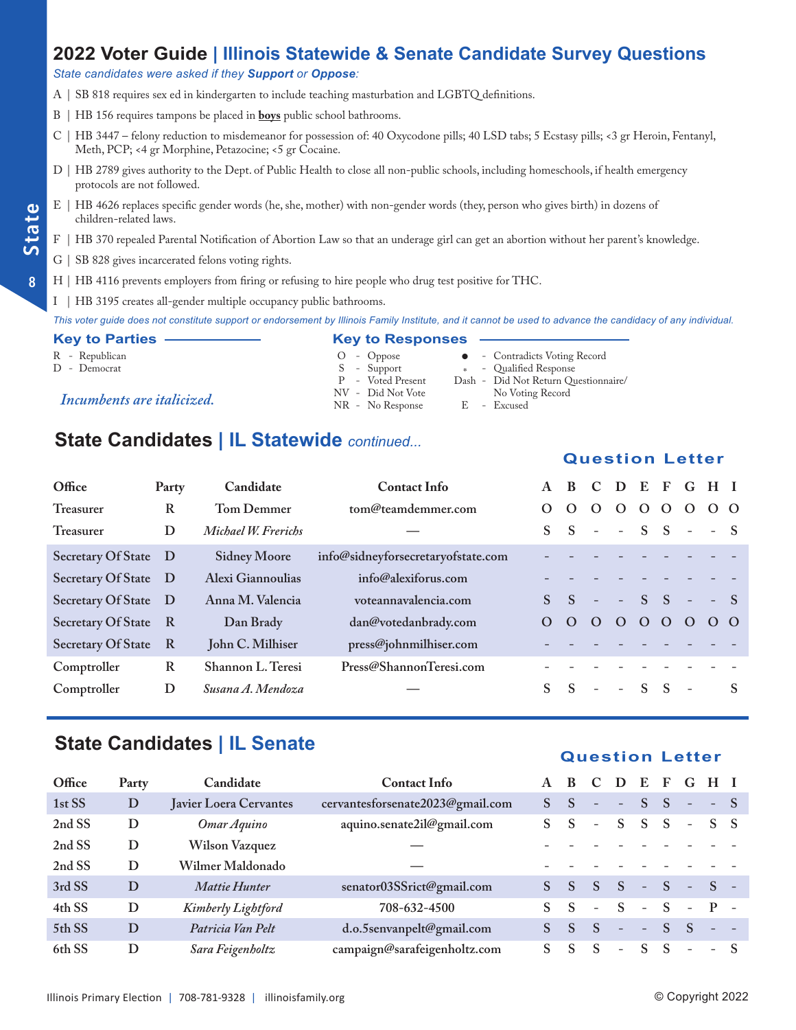# 2022 Voter Guide | Illinois Statewide & Senate Candidate Survey Questions

*State candidates were asked if they **Support** or **Oppose**:*

A | SB 818 requires sex ed in kindergarten to include teaching masturbation and LGBTQ definitions.

B | HB 156 requires tampons be placed in **boys** public school bathrooms.

C | HB 3447 – felony reduction to misdemeanor for possession of: 40 Oxycodone pills; 40 LSD tabs; 5 Ecstasy pills; <3 gr Heroin, Fentanyl, Meth, PCP; <4 gr Morphine, Petazocine; <5 gr Cocaine.

D | HB 2789 gives authority to the Dept. of Public Health to close all non-public schools, including homeschools, if health emergency protocols are not followed.

E | HB 4626 replaces specific gender words (he, she, mother) with non-gender words (they, person who gives birth) in dozens of children-related laws.

F | HB 370 repealed Parental Notification of Abortion Law so that an underage girl can get an abortion without her parent's knowledge.

G | SB 828 gives incarcerated felons voting rights.

H | HB 4116 prevents employers from firing or refusing to hire people who drug test positive for THC.

I | HB 3195 creates all-gender multiple occupancy public bathrooms.

*This voter guide does not constitute support or endorsement by Illinois Family Institute, and it cannot be used to advance the candidacy of any individual.*

### Key to Parties

R - Republican
D - Democrat

*Incumbents are italicized.*

### Key to Responses

O - Oppose
S - Support
P - Voted Present
NV - Did Not Vote
NR - No Response
● - Contradicts Voting Record
* - Qualified Response
Dash - Did Not Return Questionnaire/ No Voting Record
E - Excused

## State Candidates | IL Statewide *continued...*

| Office | Party | Candidate | Contact Info | A | B | C | D | E | F | G | H | I |
|---|---|---|---|---|---|---|---|---|---|---|---|---|
| Treasurer | R | Tom Demmer | tom@teamdemmer.com | O | O | O | O | O | O | O | O | O |
| Treasurer | D | *Michael W. Frerichs* | — | S | S | - | - | S | S | - | - | S |
| Secretary Of State | D | Sidney Moore | info@sidneyforsecretaryofstate.com | - | - | - | - | - | - | - | - | - |
| Secretary Of State | D | Alexi Giannoulias | info@alexiforus.com | - | - | - | - | - | - | - | - | - |
| Secretary Of State | D | Anna M. Valencia | voteannavalencia.com | S | S | - | - | S | S | - | - | S |
| Secretary Of State | R | Dan Brady | dan@votedanbrady.com | O | O | O | O | O | O | O | O | O |
| Secretary Of State | R | John C. Milhiser | press@johnmilhiser.com | - | - | - | - | - | - | - | - | - |
| Comptroller | R | Shannon L. Teresi | Press@ShannonTeresi.com | - | - | - | - | - | - | - | - | - |
| Comptroller | D | *Susana A. Mendoza* | — | S | S | - | - | S | S | - | | S |

## State Candidates | IL Senate

| Office | Party | Candidate | Contact Info | A | B | C | D | E | F | G | H | I |
|---|---|---|---|---|---|---|---|---|---|---|---|---|
| 1st SS | D | Javier Loera Cervantes | cervantesforsenate2023@gmail.com | S | S | - | - | S | S | - | - | S |
| 2nd SS | D | *Omar Aquino* | aquino.senate2il@gmail.com | S | S | - | S | S | S | - | S | S |
| 2nd SS | D | Wilson Vazquez | — | - | - | - | - | - | - | - | - | - |
| 2nd SS | D | Wilmer Maldonado | — | - | - | - | - | - | - | - | - | - |
| 3rd SS | D | *Mattie Hunter* | senator03SSrict@gmail.com | S | S | S | S | - | S | - | S | - |
| 4th SS | D | *Kimberly Lightford* | 708-632-4500 | S | S | - | S | - | S | - | P | - |
| 5th SS | D | *Patricia Van Pelt* | d.o.5senvanpelt@gmail.com | S | S | S | - | - | S | S | - | - |
| 6th SS | D | *Sara Feigenholtz* | campaign@sarafeigenholtz.com | S | S | S | - | S | S | - | - | S |

Illinois Primary Election | 708-781-9328 | illinoisfamily.org © Copyright 2022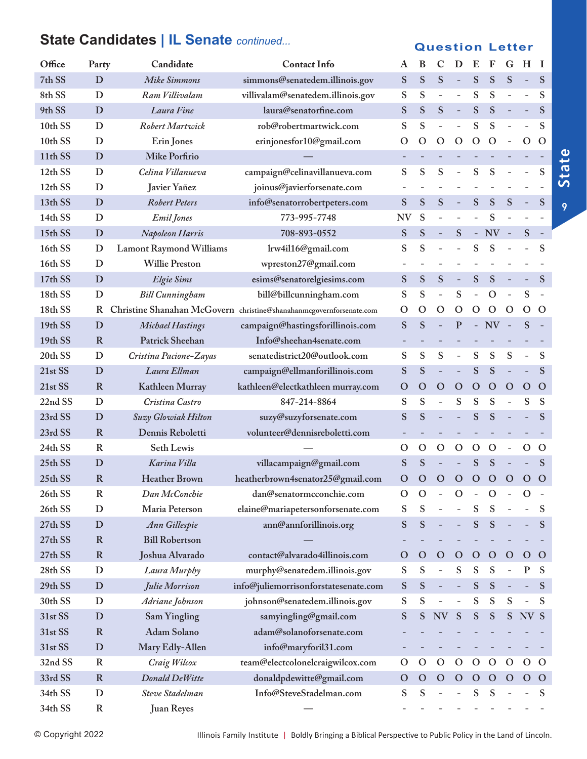## State Candidates | IL Senate *continued...*

| Office | Party | Candidate | Contact Info | A | B | C | D | E | F | G | H | I |
|---|---|---|---|---|---|---|---|---|---|---|---|---|
| | | | | **Question Letter** | | | | | | | | |
| 7th SS | D | *Mike Simmons* | simmons@senatedem.illinois.gov | S | S | S | - | S | S | S | - | S |
| 8th SS | D | *Ram Villivalam* | villivalam@senatedem.illinois.gov | S | S | - | - | S | S | - | - | S |
| 9th SS | D | *Laura Fine* | laura@senatorfine.com | S | S | S | - | S | S | - | - | S |
| 10th SS | D | *Robert Martwick* | rob@robertmartwick.com | S | S | - | - | S | S | - | - | S |
| 10th SS | D | Erin Jones | erinjonesfor10@gmail.com | O | O | O | O | O | O | - | O | O |
| 11th SS | D | Mike Porfirio | — | - | - | - | - | - | - | - | - | - |
| 12th SS | D | *Celina Villanueva* | campaign@celinavillanueva.com | S | S | S | - | S | S | - | - | S |
| 12th SS | D | Javier Yañez | joinus@javierforsenate.com | - | - | - | - | - | - | - | - | - |
| 13th SS | D | *Robert Peters* | info@senatorrobertpeters.com | S | S | S | - | S | S | S | - | S |
| 14th SS | D | *Emil Jones* | 773-995-7748 | NV | S | - | - | - | S | - | - | - |
| 15th SS | D | *Napoleon Harris* | 708-893-0552 | S | S | - | S | - | NV | - | S | - |
| 16th SS | D | Lamont Raymond Williams | lrw4il16@gmail.com | S | S | - | - | S | S | - | - | S |
| 16th SS | D | Willie Preston | wpreston27@gmail.com | - | - | - | - | - | - | - | - | - |
| 17th SS | D | *Elgie Sims* | esims@senatorelgiesims.com | S | S | S | - | S | S | - | - | S |
| 18th SS | D | *Bill Cunningham* | bill@billcunningham.com | S | S | - | S | - | O | - | S | - |
| 18th SS | R | Christine Shanahan McGovern | christine@shanahanmcgovernforsenate.com | O | O | O | O | O | O | O | O | O |
| 19th SS | D | *Michael Hastings* | campaign@hastingsforillinois.com | S | S | - | P | - | NV | - | S | - |
| 19th SS | R | Patrick Sheehan | Info@sheehan4senate.com | - | - | - | - | - | - | - | - | - |
| 20th SS | D | *Cristina Pacione-Zayas* | senatedistrict20@outlook.com | S | S | S | - | S | S | S | - | S |
| 21st SS | D | *Laura Ellman* | campaign@ellmanforillinois.com | S | S | - | - | S | S | - | - | S |
| 21st SS | R | Kathleen Murray | kathleen@electkathleen murray.com | O | O | O | O | O | O | O | O | O |
| 22nd SS | D | *Cristina Castro* | 847-214-8864 | S | S | - | S | S | S | - | S | S |
| 23rd SS | D | *Suzy Glowiak Hilton* | suzy@suzyforsenate.com | S | S | - | - | S | S | - | - | S |
| 23rd SS | R | Dennis Reboletti | volunteer@dennisreboletti.com | - | - | - | - | - | - | - | - | - |
| 24th SS | R | Seth Lewis | — | O | O | O | O | O | O | - | O | O |
| 25th SS | D | *Karina Villa* | villacampaign@gmail.com | S | S | - | - | S | S | - | - | S |
| 25th SS | R | Heather Brown | heatherbrown4senator25@gmail.com | O | O | O | O | O | O | O | O | O |
| 26th SS | R | *Dan McConchie* | dan@senatormcconchie.com | O | O | - | O | - | O | - | O | - |
| 26th SS | D | Maria Peterson | elaine@mariapetersonforsenate.com | S | S | - | - | S | S | - | - | S |
| 27th SS | D | *Ann Gillespie* | ann@annforillinois.org | S | S | - | - | S | S | - | - | S |
| 27th SS | R | Bill Robertson | — | - | - | - | - | - | - | - | - | - |
| 27th SS | R | Joshua Alvarado | contact@alvarado4illinois.com | O | O | O | O | O | O | O | O | O |
| 28th SS | D | *Laura Murphy* | murphy@senatedem.illinois.gov | S | S | - | S | S | S | - | P | S |
| 29th SS | D | *Julie Morrison* | info@juliemorrisonforstatesenate.com | S | S | - | - | S | S | - | - | S |
| 30th SS | D | *Adriane Johnson* | johnson@senatedem.illinois.gov | S | S | - | - | S | S | S | - | S |
| 31st SS | D | Sam Yingling | samyingling@gmail.com | S | S | NV | S | S | S | S | NV | S |
| 31st SS | R | Adam Solano | adam@solanoforsenate.com | - | - | - | - | - | - | - | - | - |
| 31st SS | D | Mary Edly-Allen | info@maryforil31.com | - | - | - | - | - | - | - | - | - |
| 32nd SS | R | *Craig Wilcox* | team@electcolonelcraigwilcox.com | O | O | O | O | O | O | O | O | O |
| 33rd SS | R | *Donald DeWitte* | donaldpdewitte@gmail.com | O | O | O | O | O | O | O | O | O |
| 34th SS | D | *Steve Stadelman* | Info@SteveStadelman.com | S | S | - | - | S | S | - | - | S |
| 34th SS | R | Juan Reyes | — | - | - | - | - | - | - | - | - | - |

© Copyright 2022

Illinois Family Institute | Boldly Bringing a Biblical Perspective to Public Policy in the Land of Lincoln.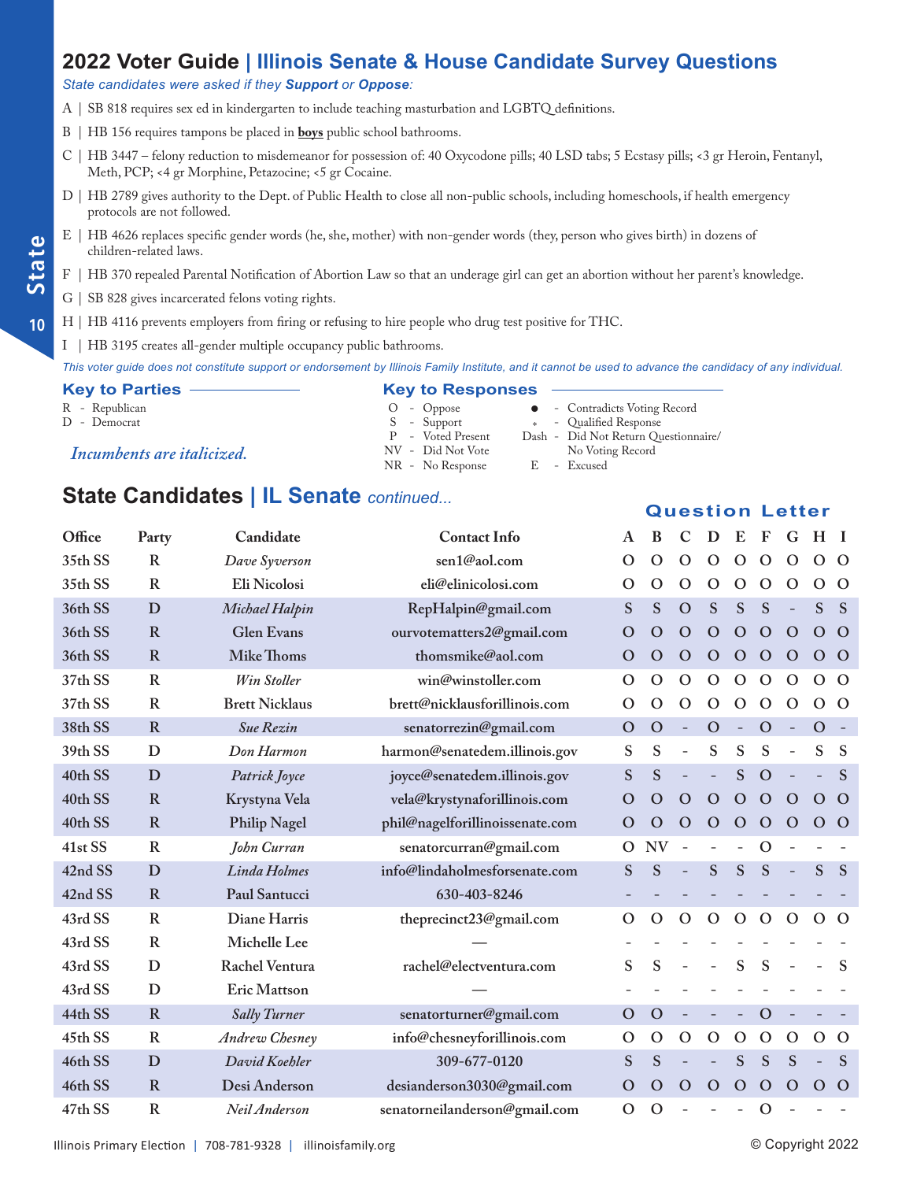## 2022 Voter Guide | Illinois Senate & House Candidate Survey Questions

*State candidates were asked if they **Support** or **Oppose**:*

- A | SB 818 requires sex ed in kindergarten to include teaching masturbation and LGBTQ definitions.
- B | HB 156 requires tampons be placed in **boys** public school bathrooms.
- C | HB 3447 – felony reduction to misdemeanor for possession of: 40 Oxycodone pills; 40 LSD tabs; 5 Ecstasy pills; <3 gr Heroin, Fentanyl, Meth, PCP; <4 gr Morphine, Petazocine; <5 gr Cocaine.
- D | HB 2789 gives authority to the Dept. of Public Health to close all non-public schools, including homeschools, if health emergency protocols are not followed.
- E | HB 4626 replaces specific gender words (he, she, mother) with non-gender words (they, person who gives birth) in dozens of children-related laws.
- F | HB 370 repealed Parental Notification of Abortion Law so that an underage girl can get an abortion without her parent's knowledge.
- G | SB 828 gives incarcerated felons voting rights.
- H | HB 4116 prevents employers from firing or refusing to hire people who drug test positive for THC.
- I | HB 3195 creates all-gender multiple occupancy public bathrooms.

*This voter guide does not constitute support or endorsement by Illinois Family Institute, and it cannot be used to advance the candidacy of any individual.*

**Key to Parties**

- R - Republican
- D - Democrat

*Incumbents are italicized.*

**Key to Responses**

- O - Oppose
- S - Support
- P - Voted Present
- NV - Did Not Vote
- NR - No Response
- ● - Contradicts Voting Record
- * - Qualified Response
- Dash - Did Not Return Questionnaire/ No Voting Record
- E - Excused

## State Candidates | IL Senate *continued...*

| Office | Party | Candidate | Contact Info | A | B | C | D | E | F | G | H | I |
|---|---|---|---|---|---|---|---|---|---|---|---|---|
| 35th SS | R | *Dave Syverson* | sen1@aol.com | O | O | O | O | O | O | O | O | O |
| 35th SS | R | Eli Nicolosi | eli@elinicolosi.com | O | O | O | O | O | O | O | O | O |
| 36th SS | D | *Michael Halpin* | RepHalpin@gmail.com | S | S | O | S | S | S | - | S | S |
| 36th SS | R | Glen Evans | ourvotematters2@gmail.com | O | O | O | O | O | O | O | O | O |
| 36th SS | R | Mike Thoms | thomsmike@aol.com | O | O | O | O | O | O | O | O | O |
| 37th SS | R | *Win Stoller* | win@winstoller.com | O | O | O | O | O | O | O | O | O |
| 37th SS | R | Brett Nicklaus | brett@nicklausforillinois.com | O | O | O | O | O | O | O | O | O |
| 38th SS | R | *Sue Rezin* | senatorrezin@gmail.com | O | O | - | O | - | O | - | O | - |
| 39th SS | D | *Don Harmon* | harmon@senatedem.illinois.gov | S | S | - | S | S | S | - | S | S |
| 40th SS | D | *Patrick Joyce* | joyce@senatedem.illinois.gov | S | S | - | - | S | O | - | - | S |
| 40th SS | R | Krystyna Vela | vela@krystynaforillinois.com | O | O | O | O | O | O | O | O | O |
| 40th SS | R | Philip Nagel | phil@nagelforillinoissenate.com | O | O | O | O | O | O | O | O | O |
| 41st SS | R | *John Curran* | senatorcurran@gmail.com | O | NV | - | - | - | O | - | - | - |
| 42nd SS | D | *Linda Holmes* | info@lindaholmesforsenate.com | S | S | - | S | S | S | - | S | S |
| 42nd SS | R | Paul Santucci | 630-403-8246 | - | - | - | - | - | - | - | - | - |
| 43rd SS | R | Diane Harris | theprecinct23@gmail.com | O | O | O | O | O | O | O | O | O |
| 43rd SS | R | Michelle Lee | — | - | - | - | - | - | - | - | - | - |
| 43rd SS | D | Rachel Ventura | rachel@electventura.com | S | S | - | - | S | S | - | - | S |
| 43rd SS | D | Eric Mattson | — | - | - | - | - | - | - | - | - | - |
| 44th SS | R | *Sally Turner* | senatorturner@gmail.com | O | O | - | - | - | O | - | - | - |
| 45th SS | R | *Andrew Chesney* | info@chesneyforillinois.com | O | O | O | O | O | O | O | O | O |
| 46th SS | D | *David Koehler* | 309-677-0120 | S | S | - | - | S | S | S | - | S |
| 46th SS | R | Desi Anderson | desianderson3030@gmail.com | O | O | O | O | O | O | O | O | O |
| 47th SS | R | *Neil Anderson* | senatorneilanderson@gmail.com | O | O | - | - | - | O | - | - | - |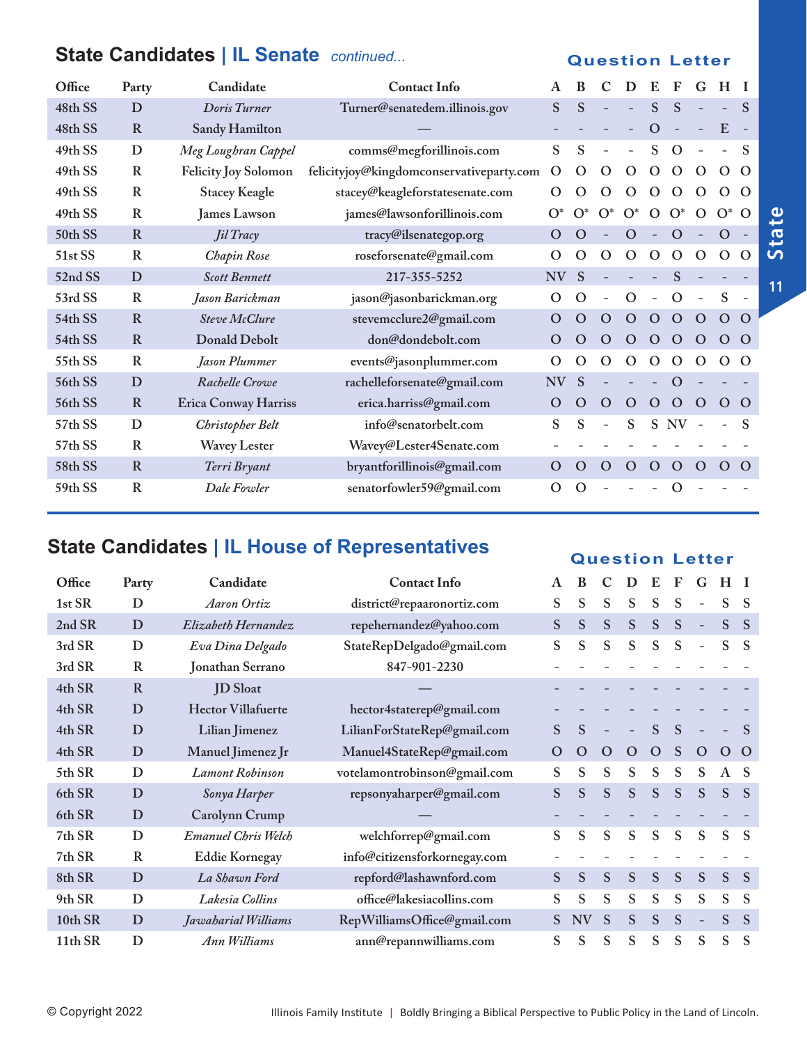## State Candidates | IL Senate *continued...*

| Office | Party | Candidate | Contact Info | A | B | C | D | E | F | G | H | I |
|---|---|---|---|---|---|---|---|---|---|---|---|---|
| 48th SS | D | *Doris Turner* | Turner@senatedem.illinois.gov | S | S | - | - | S | S | - | - | S |
| 48th SS | R | Sandy Hamilton | — | - | - | - | - | O | - | - | E | - |
| 49th SS | D | *Meg Loughran Cappel* | comms@megforillinois.com | S | S | - | - | S | O | - | - | S |
| 49th SS | R | Felicity Joy Solomon | felicityjoy@kingdomconservativeparty.com | O | O | O | O | O | O | O | O | O |
| 49th SS | R | Stacey Keagle | stacey@keagleforstatesenate.com | O | O | O | O | O | O | O | O | O |
| 49th SS | R | James Lawson | james@lawsonforillinois.com | O* | O* | O* | O* | O | O* | O | O* | O |
| 50th SS | R | *Jil Tracy* | tracy@ilsenategop.org | O | O | - | O | - | O | - | O | - |
| 51st SS | R | *Chapin Rose* | roseforsenate@gmail.com | O | O | O | O | O | O | O | O | O |
| 52nd SS | D | *Scott Bennett* | 217-355-5252 | NV | S | - | - | - | S | - | - | - |
| 53rd SS | R | *Jason Barickman* | jason@jasonbarickman.org | O | O | - | O | - | O | - | S | - |
| 54th SS | R | *Steve McClure* | stevemcclure2@gmail.com | O | O | O | O | O | O | O | O | O |
| 54th SS | R | Donald Debolt | don@dondebolt.com | O | O | O | O | O | O | O | O | O |
| 55th SS | R | *Jason Plummer* | events@jasonplummer.com | O | O | O | O | O | O | O | O | O |
| 56th SS | D | *Rachelle Crowe* | rachelleforsenate@gmail.com | NV | S | - | - | - | O | - | - | - |
| 56th SS | R | Erica Conway Harriss | erica.harriss@gmail.com | O | O | O | O | O | O | O | O | O |
| 57th SS | D | *Christopher Belt* | info@senatorbelt.com | S | S | - | S | S | NV | - | - | S |
| 57th SS | R | Wavey Lester | Wavey@Lester4Senate.com | - | - | - | - | - | - | - | - | - |
| 58th SS | R | *Terri Bryant* | bryantforillinois@gmail.com | O | O | O | O | O | O | O | O | O |
| 59th SS | R | *Dale Fowler* | senatorfowler59@gmail.com | O | O | - | - | - | O | - | - | - |

## State Candidates | IL House of Representatives

| Office | Party | Candidate | Contact Info | A | B | C | D | E | F | G | H | I |
|---|---|---|---|---|---|---|---|---|---|---|---|---|
| 1st SR | D | *Aaron Ortiz* | district@repaaronortiz.com | S | S | S | S | S | S | - | S | S |
| 2nd SR | D | *Elizabeth Hernandez* | repehernandez@yahoo.com | S | S | S | S | S | S | - | S | S |
| 3rd SR | D | *Eva Dina Delgado* | StateRepDelgado@gmail.com | S | S | S | S | S | S | - | S | S |
| 3rd SR | R | Jonathan Serrano | 847-901-2230 | - | - | - | - | - | - | - | - | - |
| 4th SR | R | JD Sloat | — | - | - | - | - | - | - | - | - | - |
| 4th SR | D | Hector Villafuerte | hector4staterep@gmail.com | - | - | - | - | - | - | - | - | - |
| 4th SR | D | Lilian Jimenez | LilianForStateRep@gmail.com | S | S | - | - | S | S | - | - | S |
| 4th SR | D | Manuel Jimenez Jr | Manuel4StateRep@gmail.com | O | O | O | O | O | S | O | O | O |
| 5th SR | D | *Lamont Robinson* | votelamontrobinson@gmail.com | S | S | S | S | S | S | S | A | S |
| 6th SR | D | *Sonya Harper* | repsonyaharper@gmail.com | S | S | S | S | S | S | S | S | S |
| 6th SR | D | Carolynn Crump | — | - | - | - | - | - | - | - | - | - |
| 7th SR | D | *Emanuel Chris Welch* | welchforrep@gmail.com | S | S | S | S | S | S | S | S | S |
| 7th SR | R | Eddie Kornegay | info@citizensforkornegay.com | - | - | - | - | - | - | - | - | - |
| 8th SR | D | *La Shawn Ford* | repford@lashawnford.com | S | S | S | S | S | S | S | S | S |
| 9th SR | D | *Lakesia Collins* | office@lakesiacollins.com | S | S | S | S | S | S | S | S | S |
| 10th SR | D | *Jawaharial Williams* | RepWilliamsOffice@gmail.com | S | NV | S | S | S | S | - | S | S |
| 11th SR | D | *Ann Williams* | ann@repannwilliams.com | S | S | S | S | S | S | S | S | S |

© Copyright 2022

Illinois Family Institute | Boldly Bringing a Biblical Perspective to Public Policy in the Land of Lincoln.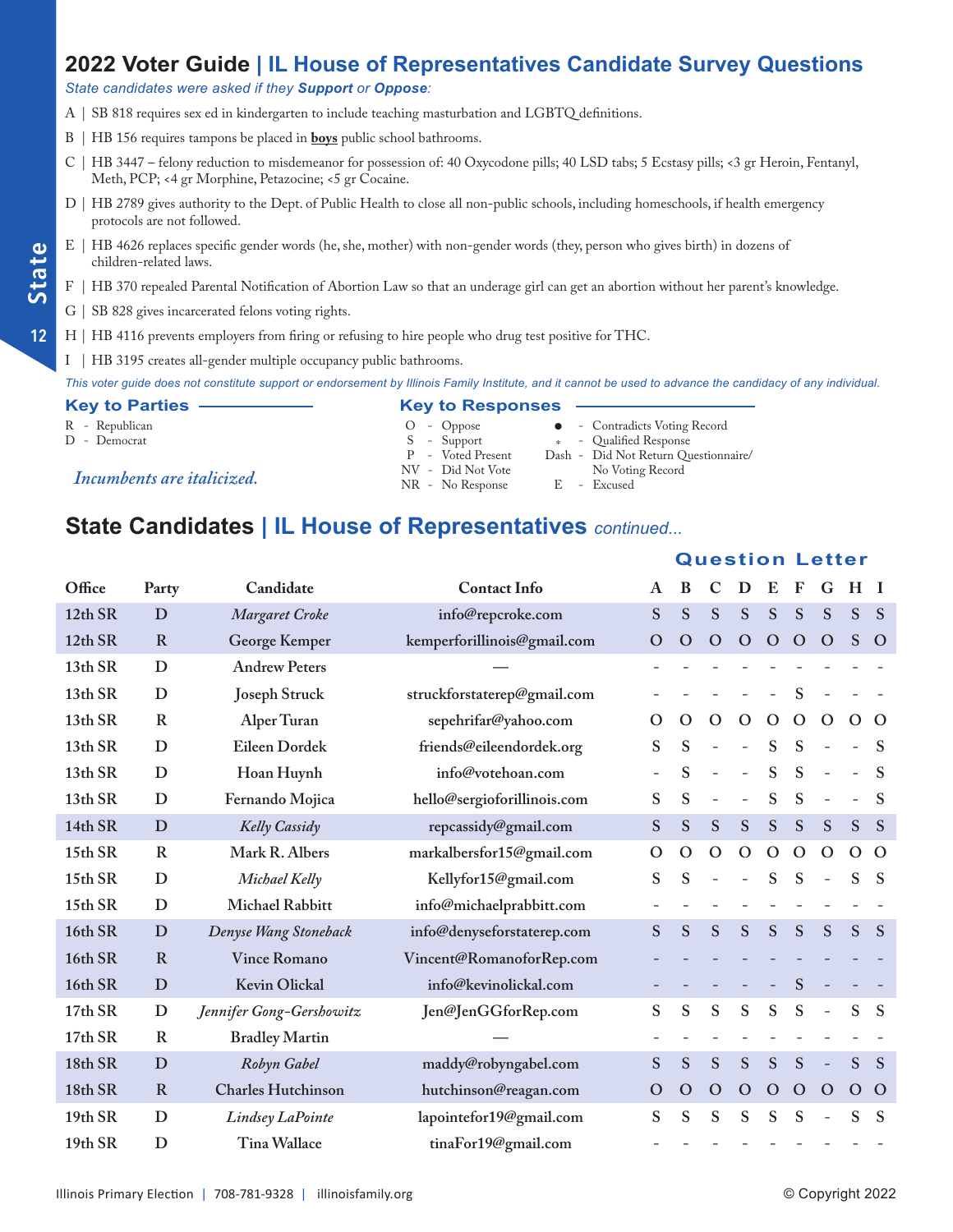# 2022 Voter Guide | IL House of Representatives Candidate Survey Questions

*State candidates were asked if they **Support** or **Oppose**:*

A | SB 818 requires sex ed in kindergarten to include teaching masturbation and LGBTQ definitions.

B | HB 156 requires tampons be placed in **boys** public school bathrooms.

C | HB 3447 – felony reduction to misdemeanor for possession of: 40 Oxycodone pills; 40 LSD tabs; 5 Ecstasy pills; <3 gr Heroin, Fentanyl, Meth, PCP; <4 gr Morphine, Petazocine; <5 gr Cocaine.

D | HB 2789 gives authority to the Dept. of Public Health to close all non-public schools, including homeschools, if health emergency protocols are not followed.

E | HB 4626 replaces specific gender words (he, she, mother) with non-gender words (they, person who gives birth) in dozens of children-related laws.

F | HB 370 repealed Parental Notification of Abortion Law so that an underage girl can get an abortion without her parent's knowledge.

G | SB 828 gives incarcerated felons voting rights.

H | HB 4116 prevents employers from firing or refusing to hire people who drug test positive for THC.

I | HB 3195 creates all-gender multiple occupancy public bathrooms.

*This voter guide does not constitute support or endorsement by Illinois Family Institute, and it cannot be used to advance the candidacy of any individual.*

**Key to Parties**

R - Republican
D - Democrat

*Incumbents are italicized.*

**Key to Responses**

O - Oppose
S - Support
P - Voted Present
NV - Did Not Vote
NR - No Response
● - Contradicts Voting Record
* - Qualified Response
Dash - Did Not Return Questionnaire/ No Voting Record
E - Excused

## State Candidates | IL House of Representatives *continued...*

| Office | Party | Candidate | Contact Info | A | B | C | D | E | F | G | H | I |
|---|---|---|---|---|---|---|---|---|---|---|---|---|
| 12th SR | D | *Margaret Croke* | info@repcroke.com | S | S | S | S | S | S | S | S | S |
| 12th SR | R | George Kemper | kemperforillinois@gmail.com | O | O | O | O | O | O | O | S | O |
| 13th SR | D | Andrew Peters | — | - | - | - | - | - | - | - | - | - |
| 13th SR | D | Joseph Struck | struckforstaterep@gmail.com | - | - | - | - | - | S | - | - | - |
| 13th SR | R | Alper Turan | sepehrifar@yahoo.com | O | O | O | O | O | O | O | O | O |
| 13th SR | D | Eileen Dordek | friends@eileendordek.org | S | S | - | - | S | S | - | - | S |
| 13th SR | D | Hoan Huynh | info@votehoan.com | - | S | - | - | S | S | - | - | S |
| 13th SR | D | Fernando Mojica | hello@sergioforillinois.com | S | S | - | - | S | S | - | - | S |
| 14th SR | D | *Kelly Cassidy* | repcassidy@gmail.com | S | S | S | S | S | S | S | S | S |
| 15th SR | R | Mark R. Albers | markalbersfor15@gmail.com | O | O | O | O | O | O | O | O | O |
| 15th SR | D | *Michael Kelly* | Kellyfor15@gmail.com | S | S | - | - | S | S | - | S | S |
| 15th SR | D | Michael Rabbitt | info@michaelprabbitt.com | - | - | - | - | - | - | - | - | - |
| 16th SR | D | *Denyse Wang Stoneback* | info@denyseforstaterep.com | S | S | S | S | S | S | S | S | S |
| 16th SR | R | Vince Romano | Vincent@RomanoforRep.com | - | - | - | - | - | - | - | - | - |
| 16th SR | D | Kevin Olickal | info@kevinolickal.com | - | - | - | - | - | S | - | - | - |
| 17th SR | D | *Jennifer Gong-Gershowitz* | Jen@JenGGforRep.com | S | S | S | S | S | S | - | S | S |
| 17th SR | R | Bradley Martin | — | - | - | - | - | - | - | - | - | - |
| 18th SR | D | *Robyn Gabel* | maddy@robyngabel.com | S | S | S | S | S | S | - | S | S |
| 18th SR | R | Charles Hutchinson | hutchinson@reagan.com | O | O | O | O | O | O | O | O | O |
| 19th SR | D | *Lindsey LaPointe* | lapointefor19@gmail.com | S | S | S | S | S | S | - | S | S |
| 19th SR | D | Tina Wallace | tinaFor19@gmail.com | - | - | - | - | - | - | - | - | - |

Illinois Primary Election | 708-781-9328 | illinoisfamily.org

© Copyright 2022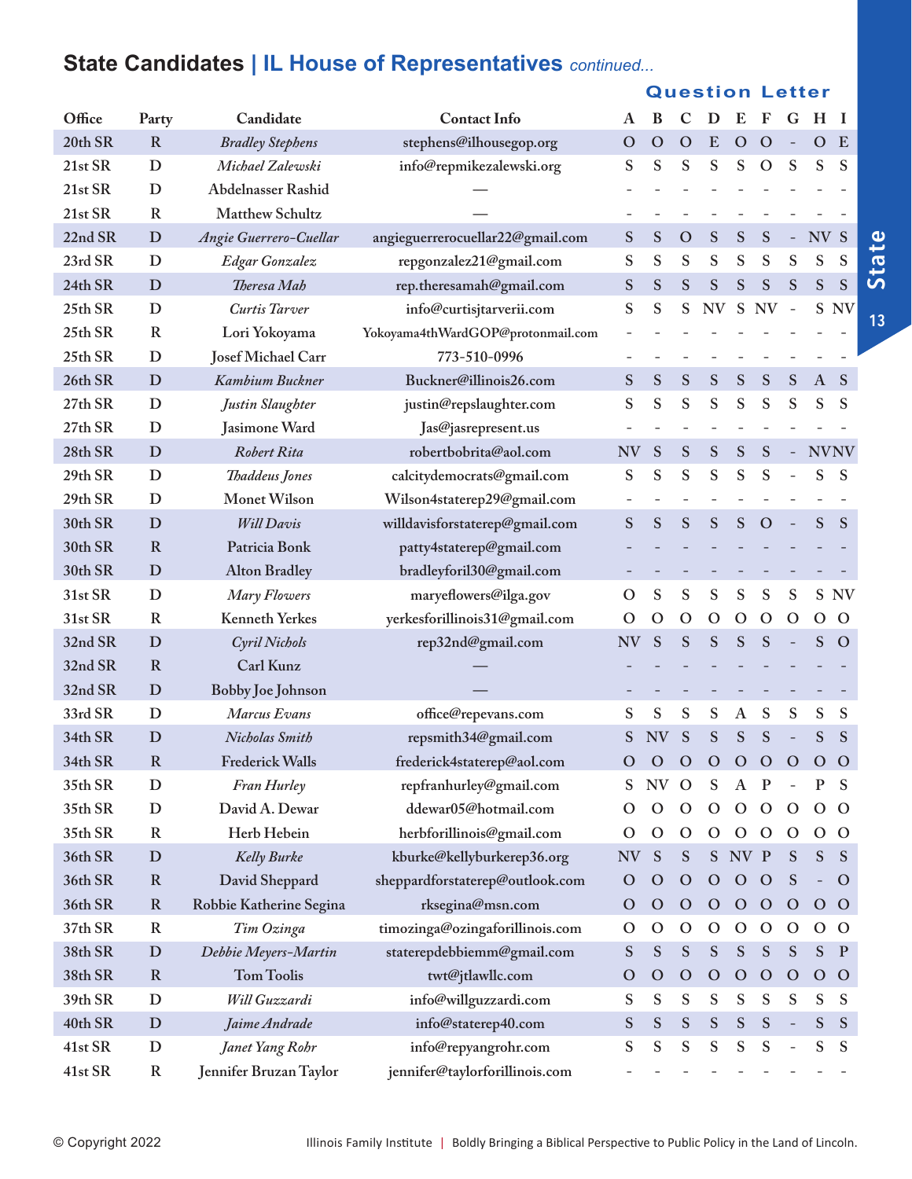## State Candidates | IL House of Representatives *continued...*

| Office | Party | Candidate | Contact Info | A | B | C | D | E | F | G | H | I |
|---|---|---|---|---|---|---|---|---|---|---|---|---|
| | | | | **Question Letter** | | | | | | | | |
| 20th SR | R | *Bradley Stephens* | stephens@ilhousegop.org | O | O | O | E | O | O | - | O | E |
| 21st SR | D | *Michael Zalewski* | info@repmikezalewski.org | S | S | S | S | S | O | S | S | S |
| 21st SR | D | Abdelnasser Rashid | — | - | - | - | - | - | - | - | - | - |
| 21st SR | R | Matthew Schultz | — | - | - | - | - | - | - | - | - | - |
| 22nd SR | D | *Angie Guerrero-Cuellar* | angieguerrerocuellar22@gmail.com | S | S | O | S | S | S | - | NV | S |
| 23rd SR | D | *Edgar Gonzalez* | repgonzalez21@gmail.com | S | S | S | S | S | S | S | S | S |
| 24th SR | D | *Theresa Mah* | rep.theresamah@gmail.com | S | S | S | S | S | S | S | S | S |
| 25th SR | D | *Curtis Tarver* | info@curtisjtarverii.com | S | S | S | NV | S | NV | - | S | NV |
| 25th SR | R | Lori Yokoyama | Yokoyama4thWardGOP@protonmail.com | - | - | - | - | - | - | - | - | - |
| 25th SR | D | Josef Michael Carr | 773-510-0996 | - | - | - | - | - | - | - | - | - |
| 26th SR | D | *Kambium Buckner* | Buckner@illinois26.com | S | S | S | S | S | S | S | A | S |
| 27th SR | D | *Justin Slaughter* | justin@repslaughter.com | S | S | S | S | S | S | S | S | S |
| 27th SR | D | Jasimone Ward | Jas@jasrepresent.us | - | - | - | - | - | - | - | - | - |
| 28th SR | D | *Robert Rita* | robertbobrita@aol.com | NV | S | S | S | S | S | - | NV | NV |
| 29th SR | D | *Thaddeus Jones* | calcitydemocrats@gmail.com | S | S | S | S | S | S | - | S | S |
| 29th SR | D | Monet Wilson | Wilson4staterep29@gmail.com | - | - | - | - | - | - | - | - | - |
| 30th SR | D | *Will Davis* | willdavisforstaterep@gmail.com | S | S | S | S | S | O | - | S | S |
| 30th SR | R | Patricia Bonk | patty4staterep@gmail.com | - | - | - | - | - | - | - | - | - |
| 30th SR | D | Alton Bradley | bradleyforil30@gmail.com | - | - | - | - | - | - | - | - | - |
| 31st SR | D | *Mary Flowers* | maryeflowers@ilga.gov | O | S | S | S | S | S | S | S | NV |
| 31st SR | R | Kenneth Yerkes | yerkesforillinois31@gmail.com | O | O | O | O | O | O | O | O | O |
| 32nd SR | D | *Cyril Nichols* | rep32nd@gmail.com | NV | S | S | S | S | S | - | S | O |
| 32nd SR | R | Carl Kunz | — | - | - | - | - | - | - | - | - | - |
| 32nd SR | D | Bobby Joe Johnson | — | - | - | - | - | - | - | - | - | - |
| 33rd SR | D | *Marcus Evans* | office@repevans.com | S | S | S | S | A | S | S | S | S |
| 34th SR | D | *Nicholas Smith* | repsmith34@gmail.com | S | NV | S | S | S | S | - | S | S |
| 34th SR | R | Frederick Walls | frederick4staterep@aol.com | O | O | O | O | O | O | O | O | O |
| 35th SR | D | *Fran Hurley* | repfranhurley@gmail.com | S | NV | O | S | A | P | - | P | S |
| 35th SR | D | David A. Dewar | ddewar05@hotmail.com | O | O | O | O | O | O | O | O | O |
| 35th SR | R | Herb Hebein | herbforillinois@gmail.com | O | O | O | O | O | O | O | O | O |
| 36th SR | D | *Kelly Burke* | kburke@kellyburkerep36.org | NV | S | S | S | NV | P | S | S | S |
| 36th SR | R | David Sheppard | sheppardforstaterep@outlook.com | O | O | O | O | O | O | S | - | O |
| 36th SR | R | Robbie Katherine Segina | rksegina@msn.com | O | O | O | O | O | O | O | O | O |
| 37th SR | R | *Tim Ozinga* | timozinga@ozingaforillinois.com | O | O | O | O | O | O | O | O | O |
| 38th SR | D | *Debbie Meyers-Martin* | staterepdebbiemm@gmail.com | S | S | S | S | S | S | S | S | P |
| 38th SR | R | Tom Toolis | twt@jtlawllc.com | O | O | O | O | O | O | O | O | O |
| 39th SR | D | *Will Guzzardi* | info@willguzzardi.com | S | S | S | S | S | S | S | S | S |
| 40th SR | D | *Jaime Andrade* | info@staterep40.com | S | S | S | S | S | S | - | S | S |
| 41st SR | D | *Janet Yang Rohr* | info@repyangrohr.com | S | S | S | S | S | S | - | S | S |
| 41st SR | R | Jennifer Bruzan Taylor | jennifer@taylorforillinois.com | - | - | - | - | - | - | - | - | - |

© Copyright 2022

Illinois Family Institute | Boldly Bringing a Biblical Perspective to Public Policy in the Land of Lincoln.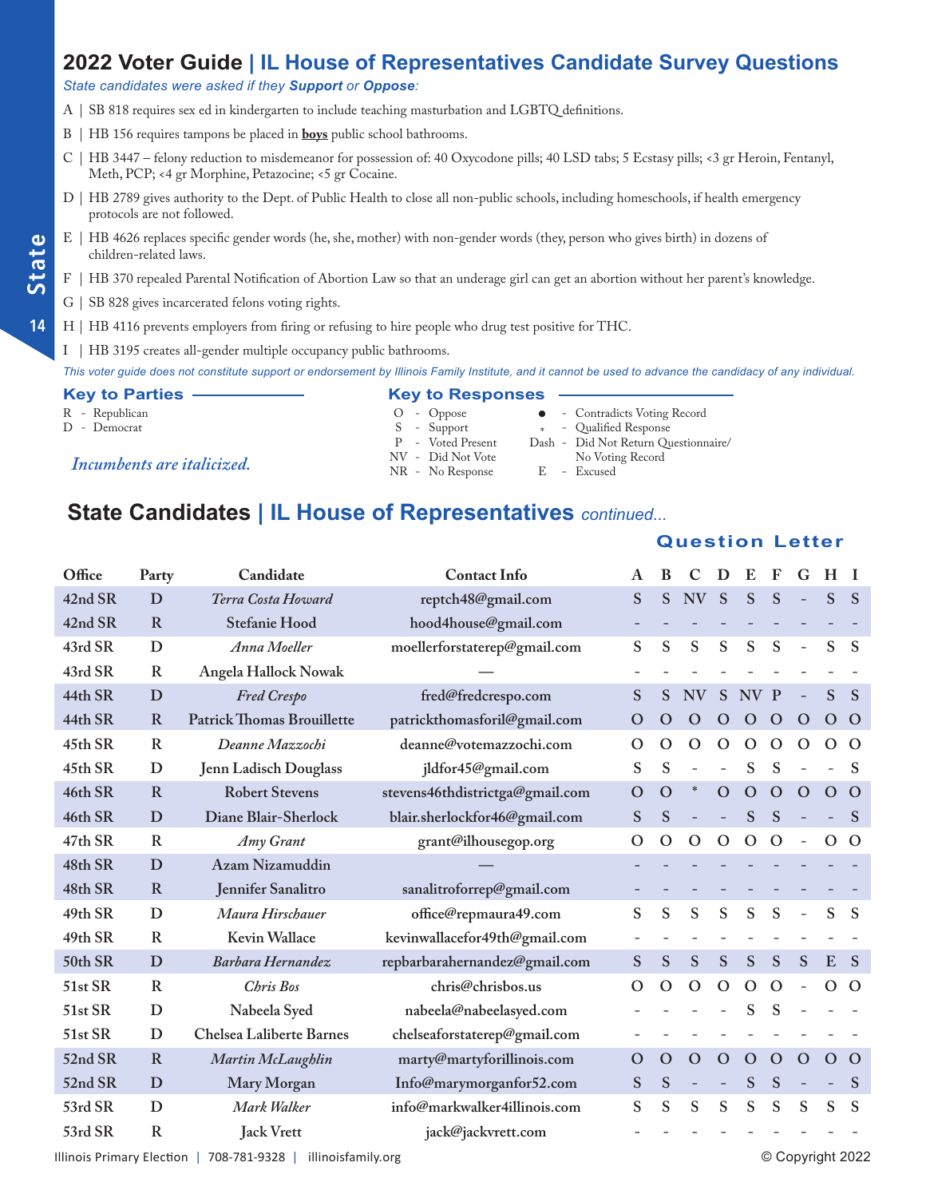# 2022 Voter Guide | IL House of Representatives Candidate Survey Questions

*State candidates were asked if they **Support** or **Oppose**:*

A | SB 818 requires sex ed in kindergarten to include teaching masturbation and LGBTQ definitions.

B | HB 156 requires tampons be placed in **boys** public school bathrooms.

C | HB 3447 – felony reduction to misdemeanor for possession of: 40 Oxycodone pills; 40 LSD tabs; 5 Ecstasy pills; <3 gr Heroin, Fentanyl, Meth, PCP; <4 gr Morphine, Petazocine; <5 gr Cocaine.

D | HB 2789 gives authority to the Dept. of Public Health to close all non-public schools, including homeschools, if health emergency protocols are not followed.

E | HB 4626 replaces specific gender words (he, she, mother) with non-gender words (they, person who gives birth) in dozens of children-related laws.

F | HB 370 repealed Parental Notification of Abortion Law so that an underage girl can get an abortion without her parent's knowledge.

G | SB 828 gives incarcerated felons voting rights.

H | HB 4116 prevents employers from firing or refusing to hire people who drug test positive for THC.

I | HB 3195 creates all-gender multiple occupancy public bathrooms.

*This voter guide does not constitute support or endorsement by Illinois Family Institute, and it cannot be used to advance the candidacy of any individual.*

**Key to Parties**

R - Republican
D - Democrat

*Incumbents are italicized.*

**Key to Responses**

O - Oppose
S - Support
P - Voted Present
NV - Did Not Vote
NR - No Response
● - Contradicts Voting Record
* - Qualified Response
Dash - Did Not Return Questionnaire/ No Voting Record
E - Excused

## State Candidates | IL House of Representatives *continued...*

| Office | Party | Candidate | Contact Info | A | B | C | D | E | F | G | H | I |
|---|---|---|---|---|---|---|---|---|---|---|---|---|
| 42nd SR | D | *Terra Costa Howard* | reptch48@gmail.com | S | S | NV | S | S | S | - | S | S |
| 42nd SR | R | Stefanie Hood | hood4house@gmail.com | - | - | - | - | - | - | - | - | - |
| 43rd SR | D | *Anna Moeller* | moellerforstaterep@gmail.com | S | S | S | S | S | S | - | S | S |
| 43rd SR | R | Angela Hallock Nowak | — | - | - | - | - | - | - | - | - | - |
| 44th SR | D | *Fred Crespo* | fred@fredcrespo.com | S | S | NV | S | NV | P | - | S | S |
| 44th SR | R | Patrick Thomas Brouillette | patrickthomasforil@gmail.com | O | O | O | O | O | O | O | O | O |
| 45th SR | R | *Deanne Mazzochi* | deanne@votemazzochi.com | O | O | O | O | O | O | O | O | O |
| 45th SR | D | Jenn Ladisch Douglass | jldfor45@gmail.com | S | S | - | - | S | S | - | - | S |
| 46th SR | R | Robert Stevens | stevens46thdistrictga@gmail.com | O | O | * | O | O | O | O | O | O |
| 46th SR | D | Diane Blair-Sherlock | blair.sherlockfor46@gmail.com | S | S | - | - | S | S | - | - | S |
| 47th SR | R | *Amy Grant* | grant@ilhousegop.org | O | O | O | O | O | O | - | O | O |
| 48th SR | D | Azam Nizamuddin | — | - | - | - | - | - | - | - | - | - |
| 48th SR | R | Jennifer Sanalitro | sanalitroforrep@gmail.com | - | - | - | - | - | - | - | - | - |
| 49th SR | D | *Maura Hirschauer* | office@repmaura49.com | S | S | S | S | S | S | - | S | S |
| 49th SR | R | Kevin Wallace | kevinwallacefor49th@gmail.com | - | - | - | - | - | - | - | - | - |
| 50th SR | D | *Barbara Hernandez* | repbarbarahernandez@gmail.com | S | S | S | S | S | S | S | E | S |
| 51st SR | R | *Chris Bos* | chris@chrisbos.us | O | O | O | O | O | O | - | O | O |
| 51st SR | D | Nabeela Syed | nabeela@nabeelasyed.com | - | - | - | - | S | S | - | - | - |
| 51st SR | D | Chelsea Laliberte Barnes | chelseaforstaterep@gmail.com | - | - | - | - | - | - | - | - | - |
| 52nd SR | R | *Martin McLaughlin* | marty@martyforillinois.com | O | O | O | O | O | O | O | O | O |
| 52nd SR | D | Mary Morgan | Info@marymorganfor52.com | S | S | - | - | S | S | - | - | S |
| 53rd SR | D | *Mark Walker* | info@markwalker4illinois.com | S | S | S | S | S | S | S | S | S |
| 53rd SR | R | Jack Vrett | jack@jackvrett.com | - | - | - | - | - | - | - | - | - |

Illinois Primary Election | 708-781-9328 | illinoisfamily.org © Copyright 2022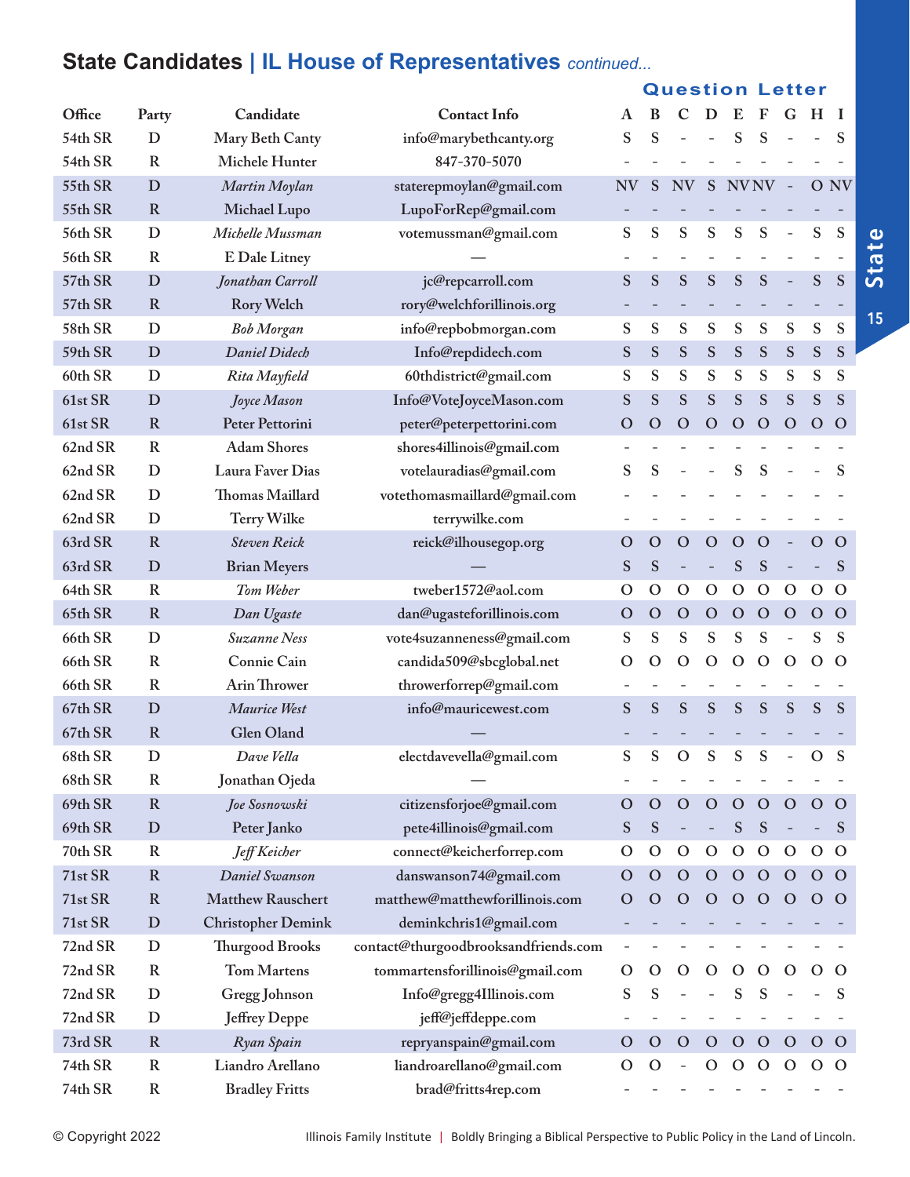## State Candidates | IL House of Representatives *continued...*

| Office | Party | Candidate | Contact Info | A | B | C | D | E | F | G | H | I |
|---|---|---|---|---|---|---|---|---|---|---|---|---|
| | | | | **Question Letter** | | | | | | | | |
| 54th SR | D | Mary Beth Canty | info@marybethcanty.org | S | S | - | - | S | S | - | - | S |
| 54th SR | R | Michele Hunter | 847-370-5070 | - | - | - | - | - | - | - | - | - |
| 55th SR | D | *Martin Moylan* | staterepmoylan@gmail.com | NV | S | NV | S | NV | NV | - | O | NV |
| 55th SR | R | Michael Lupo | LupoForRep@gmail.com | - | - | - | - | - | - | - | - | - |
| 56th SR | D | *Michelle Mussman* | votemussman@gmail.com | S | S | S | S | S | S | - | S | S |
| 56th SR | R | E Dale Litney | — | - | - | - | - | - | - | - | - | - |
| 57th SR | D | *Jonathan Carroll* | jc@repcarroll.com | S | S | S | S | S | S | - | S | S |
| 57th SR | R | Rory Welch | rory@welchforillinois.org | - | - | - | - | - | - | - | - | - |
| 58th SR | D | *Bob Morgan* | info@repbobmorgan.com | S | S | S | S | S | S | S | S | S |
| 59th SR | D | *Daniel Didech* | Info@repdidech.com | S | S | S | S | S | S | S | S | S |
| 60th SR | D | *Rita Mayfield* | 60thdistrict@gmail.com | S | S | S | S | S | S | S | S | S |
| 61st SR | D | *Joyce Mason* | Info@VoteJoyceMason.com | S | S | S | S | S | S | S | S | S |
| 61st SR | R | Peter Pettorini | peter@peterpettorini.com | O | O | O | O | O | O | O | O | O |
| 62nd SR | R | Adam Shores | shores4illinois@gmail.com | - | - | - | - | - | - | - | - | - |
| 62nd SR | D | Laura Faver Dias | votelauradias@gmail.com | S | S | - | - | S | S | - | - | S |
| 62nd SR | D | Thomas Maillard | votethomasmaillard@gmail.com | - | - | - | - | - | - | - | - | - |
| 62nd SR | D | Terry Wilke | terrywilke.com | - | - | - | - | - | - | - | - | - |
| 63rd SR | R | *Steven Reick* | reick@ilhousegop.org | O | O | O | O | O | O | - | O | O |
| 63rd SR | D | Brian Meyers | — | S | S | - | - | S | S | - | - | S |
| 64th SR | R | *Tom Weber* | tweber1572@aol.com | O | O | O | O | O | O | O | O | O |
| 65th SR | R | *Dan Ugaste* | dan@ugasteforillinois.com | O | O | O | O | O | O | O | O | O |
| 66th SR | D | *Suzanne Ness* | vote4suzanneness@gmail.com | S | S | S | S | S | S | - | S | S |
| 66th SR | R | Connie Cain | candida509@sbcglobal.net | O | O | O | O | O | O | O | O | O |
| 66th SR | R | Arin Thrower | throwerforrep@gmail.com | - | - | - | - | - | - | - | - | - |
| 67th SR | D | *Maurice West* | info@mauricewest.com | S | S | S | S | S | S | S | S | S |
| 67th SR | R | Glen Oland | — | - | - | - | - | - | - | - | - | - |
| 68th SR | D | *Dave Vella* | electdavevella@gmail.com | S | S | O | S | S | S | - | O | S |
| 68th SR | R | Jonathan Ojeda | — | - | - | - | - | - | - | - | - | - |
| 69th SR | R | *Joe Sosnowski* | citizensforjoe@gmail.com | O | O | O | O | O | O | O | O | O |
| 69th SR | D | Peter Janko | pete4illinois@gmail.com | S | S | - | - | S | S | - | - | S |
| 70th SR | R | *Jeff Keicher* | connect@keicherforrep.com | O | O | O | O | O | O | O | O | O |
| 71st SR | R | *Daniel Swanson* | danswanson74@gmail.com | O | O | O | O | O | O | O | O | O |
| 71st SR | R | Matthew Rauschert | matthew@matthewforillinois.com | O | O | O | O | O | O | O | O | O |
| 71st SR | D | Christopher Demink | deminkchris1@gmail.com | - | - | - | - | - | - | - | - | - |
| 72nd SR | D | Thurgood Brooks | contact@thurgoodbrooksandfriends.com | - | - | - | - | - | - | - | - | - |
| 72nd SR | R | Tom Martens | tommartensforillinois@gmail.com | O | O | O | O | O | O | O | O | O |
| 72nd SR | D | Gregg Johnson | Info@gregg4Illinois.com | S | S | - | - | S | S | - | - | S |
| 72nd SR | D | Jeffrey Deppe | jeff@jeffdeppe.com | - | - | - | - | - | - | - | - | - |
| 73rd SR | R | *Ryan Spain* | repryanspain@gmail.com | O | O | O | O | O | O | O | O | O |
| 74th SR | R | Liandro Arellano | liandroarellano@gmail.com | O | O | - | O | O | O | O | O | O |
| 74th SR | R | Bradley Fritts | brad@fritts4rep.com | - | - | - | - | - | - | - | - | - |

© Copyright 2022 Illinois Family Institute | Boldly Bringing a Biblical Perspective to Public Policy in the Land of Lincoln.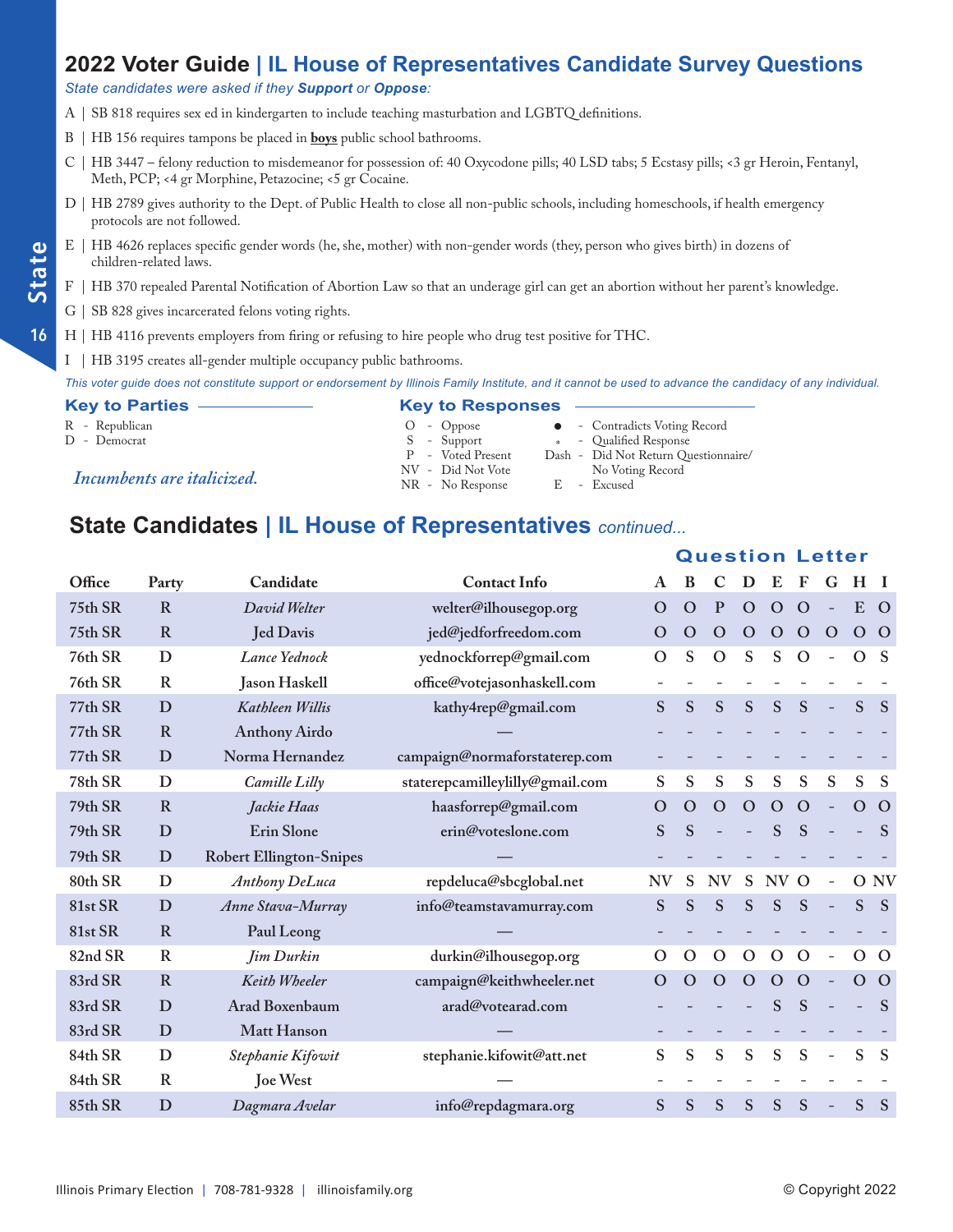# 2022 Voter Guide | IL House of Representatives Candidate Survey Questions

*State candidates were asked if they **Support** or **Oppose**:*

A | SB 818 requires sex ed in kindergarten to include teaching masturbation and LGBTQ definitions.

B | HB 156 requires tampons be placed in **boys** public school bathrooms.

C | HB 3447 – felony reduction to misdemeanor for possession of: 40 Oxycodone pills; 40 LSD tabs; 5 Ecstasy pills; <3 gr Heroin, Fentanyl, Meth, PCP; <4 gr Morphine, Petazocine; <5 gr Cocaine.

D | HB 2789 gives authority to the Dept. of Public Health to close all non-public schools, including homeschools, if health emergency protocols are not followed.

E | HB 4626 replaces specific gender words (he, she, mother) with non-gender words (they, person who gives birth) in dozens of children-related laws.

F | HB 370 repealed Parental Notification of Abortion Law so that an underage girl can get an abortion without her parent's knowledge.

G | SB 828 gives incarcerated felons voting rights.

H | HB 4116 prevents employers from firing or refusing to hire people who drug test positive for THC.

I | HB 3195 creates all-gender multiple occupancy public bathrooms.

*This voter guide does not constitute support or endorsement by Illinois Family Institute, and it cannot be used to advance the candidacy of any individual.*

### Key to Parties

R - Republican
D - Democrat

*Incumbents are italicized.*

### Key to Responses

O - Oppose
S - Support
P - Voted Present
NV - Did Not Vote
NR - No Response
● - Contradicts Voting Record
\* - Qualified Response
Dash - Did Not Return Questionnaire/ No Voting Record
E - Excused

## State Candidates | IL House of Representatives *continued...*

| Office | Party | Candidate | Contact Info | A | B | C | D | E | F | G | H | I |
|---|---|---|---|---|---|---|---|---|---|---|---|---|
| 75th SR | R | *David Welter* | welter@ilhousegop.org | O | O | P | O | O | O | - | E | O |
| 75th SR | R | Jed Davis | jed@jedforfreedom.com | O | O | O | O | O | O | O | O | O |
| 76th SR | D | *Lance Yednock* | yednockforrep@gmail.com | O | S | O | S | S | O | - | O | S |
| 76th SR | R | Jason Haskell | office@votejasonhaskell.com | - | - | - | - | - | - | - | - | - |
| 77th SR | D | *Kathleen Willis* | kathy4rep@gmail.com | S | S | S | S | S | S | - | S | S |
| 77th SR | R | Anthony Airdo | — | - | - | - | - | - | - | - | - | - |
| 77th SR | D | Norma Hernandez | campaign@normaforstaterep.com | - | - | - | - | - | - | - | - | - |
| 78th SR | D | *Camille Lilly* | staterepcamilleylilly@gmail.com | S | S | S | S | S | S | S | S | S |
| 79th SR | R | *Jackie Haas* | haasforrep@gmail.com | O | O | O | O | O | O | - | O | O |
| 79th SR | D | Erin Slone | erin@voteslone.com | S | S | - | - | S | S | - | - | S |
| 79th SR | D | Robert Ellington-Snipes | — | - | - | - | - | - | - | - | - | - |
| 80th SR | D | *Anthony DeLuca* | repdeluca@sbcglobal.net | NV | S | NV | S | NV | O | - | O | NV |
| 81st SR | D | *Anne Stava-Murray* | info@teamstavamurray.com | S | S | S | S | S | S | - | S | S |
| 81st SR | R | Paul Leong | — | - | - | - | - | - | - | - | - | - |
| 82nd SR | R | *Jim Durkin* | durkin@ilhousegop.org | O | O | O | O | O | O | - | O | O |
| 83rd SR | R | *Keith Wheeler* | campaign@keithwheeler.net | O | O | O | O | O | O | - | O | O |
| 83rd SR | D | Arad Boxenbaum | arad@votearad.com | - | - | - | - | S | S | - | - | S |
| 83rd SR | D | Matt Hanson | — | - | - | - | - | - | - | - | - | - |
| 84th SR | D | *Stephanie Kifowit* | stephanie.kifowit@att.net | S | S | S | S | S | S | - | S | S |
| 84th SR | R | Joe West | — | - | - | - | - | - | - | - | - | - |
| 85th SR | D | *Dagmara Avelar* | info@repdagmara.org | S | S | S | S | S | S | - | S | S |

Illinois Primary Election | 708-781-9328 | illinoisfamily.org © Copyright 2022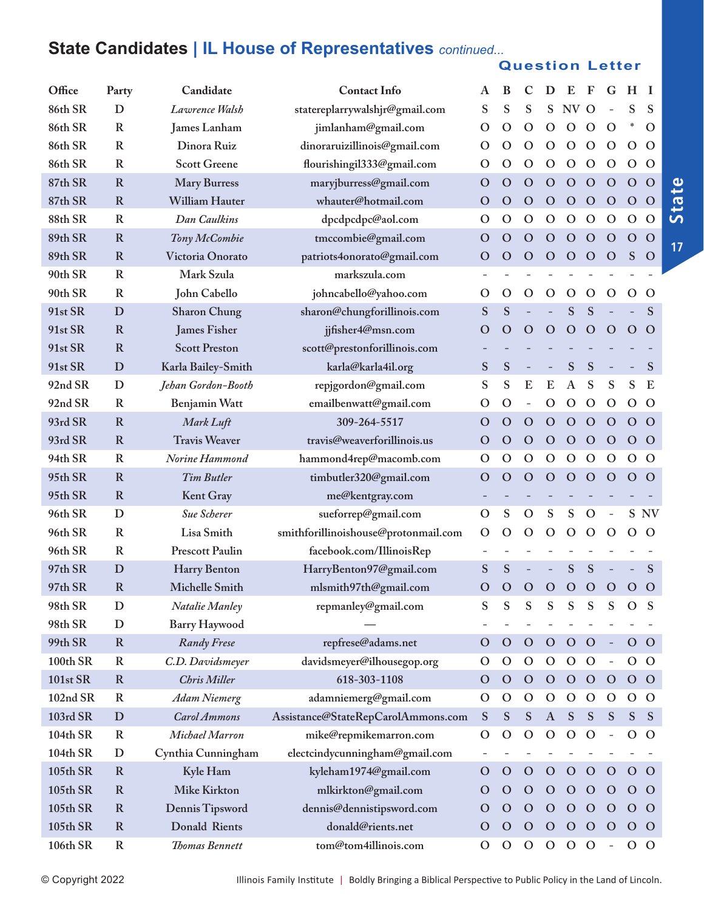## State Candidates | IL House of Representatives *continued...*

| Office | Party | Candidate | Contact Info | A | B | C | D | E | F | G | H | I |
|---|---|---|---|---|---|---|---|---|---|---|---|---|
| | | | | **Question Letter** | | | | | | | | |
| 86th SR | D | *Lawrence Walsh* | statereplarrywalshjr@gmail.com | S | S | S | S | NV | O | - | S | S |
| 86th SR | R | James Lanham | jimlanham@gmail.com | O | O | O | O | O | O | O | * | O |
| 86th SR | R | Dinora Ruiz | dinoraruizillinois@gmail.com | O | O | O | O | O | O | O | O | O |
| 86th SR | R | Scott Greene | flourishingil333@gmail.com | O | O | O | O | O | O | O | O | O |
| 87th SR | R | Mary Burress | maryjburress@gmail.com | O | O | O | O | O | O | O | O | O |
| 87th SR | R | William Hauter | whauter@hotmail.com | O | O | O | O | O | O | O | O | O |
| 88th SR | R | *Dan Caulkins* | dpcdpcdpc@aol.com | O | O | O | O | O | O | O | O | O |
| 89th SR | R | *Tony McCombie* | tmccombie@gmail.com | O | O | O | O | O | O | O | O | O |
| 89th SR | R | Victoria Onorato | patriots4onorato@gmail.com | O | O | O | O | O | O | O | S | O |
| 90th SR | R | Mark Szula | markszula.com | - | - | - | - | - | - | - | - | - |
| 90th SR | R | John Cabello | johncabello@yahoo.com | O | O | O | O | O | O | O | O | O |
| 91st SR | D | Sharon Chung | sharon@chungforillinois.com | S | S | - | - | S | S | - | - | S |
| 91st SR | R | James Fisher | jjfisher4@msn.com | O | O | O | O | O | O | O | O | O |
| 91st SR | R | Scott Preston | scott@prestonforillinois.com | - | - | - | - | - | - | - | - | - |
| 91st SR | D | Karla Bailey-Smith | karla@karla4il.org | S | S | - | - | S | S | - | - | S |
| 92nd SR | D | *Jehan Gordon-Booth* | repjgordon@gmail.com | S | S | E | E | A | S | S | S | E |
| 92nd SR | R | Benjamin Watt | emailbenwatt@gmail.com | O | O | - | O | O | O | O | O | O |
| 93rd SR | R | *Mark Luft* | 309-264-5517 | O | O | O | O | O | O | O | O | O |
| 93rd SR | R | Travis Weaver | travis@weaverforillinois.us | O | O | O | O | O | O | O | O | O |
| 94th SR | R | *Norine Hammond* | hammond4rep@macomb.com | O | O | O | O | O | O | O | O | O |
| 95th SR | R | *Tim Butler* | timbutler320@gmail.com | O | O | O | O | O | O | O | O | O |
| 95th SR | R | Kent Gray | me@kentgray.com | - | - | - | - | - | - | - | - | - |
| 96th SR | D | *Sue Scherer* | sueforrep@gmail.com | O | S | O | S | S | O | - | S | NV |
| 96th SR | R | Lisa Smith | smithforillinoishouse@protonmail.com | O | O | O | O | O | O | O | O | O |
| 96th SR | R | Prescott Paulin | facebook.com/IllinoisRep | - | - | - | - | - | - | - | - | - |
| 97th SR | D | Harry Benton | HarryBenton97@gmail.com | S | S | - | - | S | S | - | - | S |
| 97th SR | R | Michelle Smith | mlsmith97th@gmail.com | O | O | O | O | O | O | O | O | O |
| 98th SR | D | *Natalie Manley* | repmanley@gmail.com | S | S | S | S | S | S | S | O | S |
| 98th SR | D | Barry Haywood | — | - | - | - | - | - | - | - | - | - |
| 99th SR | R | *Randy Frese* | repfrese@adams.net | O | O | O | O | O | O | - | O | O |
| 100th SR | R | *C.D. Davidsmeyer* | davidsmeyer@ilhousegop.org | O | O | O | O | O | O | - | O | O |
| 101st SR | R | *Chris Miller* | 618-303-1108 | O | O | O | O | O | O | O | O | O |
| 102nd SR | R | *Adam Niemerg* | adamniemerg@gmail.com | O | O | O | O | O | O | O | O | O |
| 103rd SR | D | *Carol Ammons* | Assistance@StateRepCarolAmmons.com | S | S | S | A | S | S | S | S | S |
| 104th SR | R | *Michael Marron* | mike@repmikemarron.com | O | O | O | O | O | O | - | O | O |
| 104th SR | D | Cynthia Cunningham | electcindycunningham@gmail.com | - | - | - | - | - | - | - | - | - |
| 105th SR | R | Kyle Ham | kyleham1974@gmail.com | O | O | O | O | O | O | O | O | O |
| 105th SR | R | Mike Kirkton | mlkirkton@gmail.com | O | O | O | O | O | O | O | O | O |
| 105th SR | R | Dennis Tipsword | dennis@dennistipsword.com | O | O | O | O | O | O | O | O | O |
| 105th SR | R | Donald Rients | donald@rients.net | O | O | O | O | O | O | O | O | O |
| 106th SR | R | *Thomas Bennett* | tom@tom4illinois.com | O | O | O | O | O | O | - | O | O |

© Copyright 2022 Illinois Family Institute | Boldly Bringing a Biblical Perspective to Public Policy in the Land of Lincoln.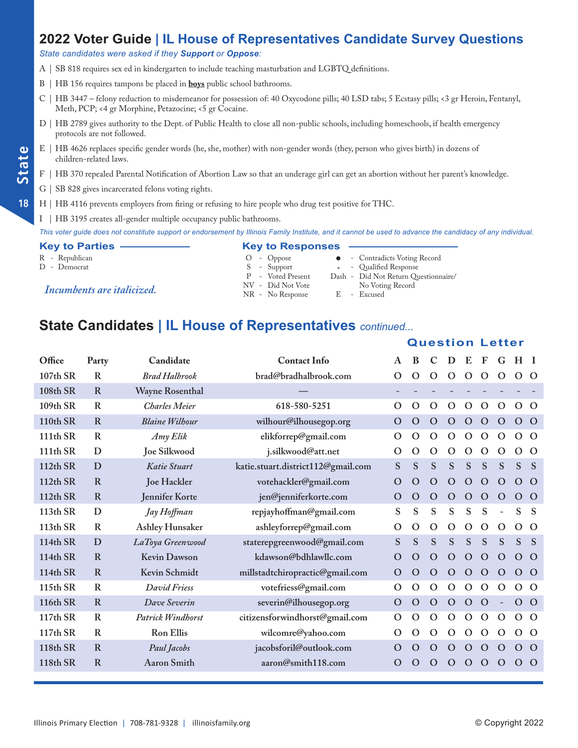## 2022 Voter Guide | IL House of Representatives Candidate Survey Questions

*State candidates were asked if they **Support** or **Oppose**:*

A | SB 818 requires sex ed in kindergarten to include teaching masturbation and LGBTQ definitions.

B | HB 156 requires tampons be placed in **boys** public school bathrooms.

C | HB 3447 – felony reduction to misdemeanor for possession of: 40 Oxycodone pills; 40 LSD tabs; 5 Ecstasy pills; <3 gr Heroin, Fentanyl, Meth, PCP; <4 gr Morphine, Petazocine; <5 gr Cocaine.

D | HB 2789 gives authority to the Dept. of Public Health to close all non-public schools, including homeschools, if health emergency protocols are not followed.

E | HB 4626 replaces specific gender words (he, she, mother) with non-gender words (they, person who gives birth) in dozens of children-related laws.

F | HB 370 repealed Parental Notification of Abortion Law so that an underage girl can get an abortion without her parent's knowledge.

G | SB 828 gives incarcerated felons voting rights.

H | HB 4116 prevents employers from firing or refusing to hire people who drug test positive for THC.

I | HB 3195 creates all-gender multiple occupancy public bathrooms.

*This voter guide does not constitute support or endorsement by Illinois Family Institute, and it cannot be used to advance the candidacy of any individual.*

**Key to Parties**

R - Republican
D - Democrat

*Incumbents are italicized.*

**Key to Responses**

O - Oppose
S - Support
P - Voted Present
NV - Did Not Vote
NR - No Response
● - Contradicts Voting Record
\* - Qualified Response
Dash - Did Not Return Questionnaire/ No Voting Record
E - Excused

## State Candidates | IL House of Representatives *continued...*

| Office | Party | Candidate | Contact Info | A | B | C | D | E | F | G | H | I |
|---|---|---|---|---|---|---|---|---|---|---|---|---|
| 107th SR | R | *Brad Halbrook* | brad@bradhalbrook.com | O | O | O | O | O | O | O | O | O |
| 108th SR | R | Wayne Rosenthal | — | - | - | - | - | - | - | - | - | - |
| 109th SR | R | *Charles Meier* | 618-580-5251 | O | O | O | O | O | O | O | O | O |
| 110th SR | R | *Blaine Wilhour* | wilhour@ilhousegop.org | O | O | O | O | O | O | O | O | O |
| 111th SR | R | *Amy Elik* | elikforrep@gmail.com | O | O | O | O | O | O | O | O | O |
| 111th SR | D | Joe Silkwood | j.silkwood@att.net | O | O | O | O | O | O | O | O | O |
| 112th SR | D | *Katie Stuart* | katie.stuart.district112@gmail.com | S | S | S | S | S | S | S | S | S |
| 112th SR | R | Joe Hackler | votehackler@gmail.com | O | O | O | O | O | O | O | O | O |
| 112th SR | R | Jennifer Korte | jen@jenniferkorte.com | O | O | O | O | O | O | O | O | O |
| 113th SR | D | *Jay Hoffman* | repjayhoffman@gmail.com | S | S | S | S | S | S | - | S | S |
| 113th SR | R | Ashley Hunsaker | ashleyforrep@gmail.com | O | O | O | O | O | O | O | O | O |
| 114th SR | D | *LaToya Greenwood* | staterepgreenwood@gmail.com | S | S | S | S | S | S | S | S | S |
| 114th SR | R | Kevin Dawson | kdawson@bdhlawllc.com | O | O | O | O | O | O | O | O | O |
| 114th SR | R | Kevin Schmidt | millstadtchiropractic@gmail.com | O | O | O | O | O | O | O | O | O |
| 115th SR | R | *David Friess* | votefriess@gmail.com | O | O | O | O | O | O | O | O | O |
| 116th SR | R | *Dave Severin* | severin@ilhousegop.org | O | O | O | O | O | O | - | O | O |
| 117th SR | R | *Patrick Windhorst* | citizensforwindhorst@gmail.com | O | O | O | O | O | O | O | O | O |
| 117th SR | R | Ron Ellis | wilcomre@yahoo.com | O | O | O | O | O | O | O | O | O |
| 118th SR | R | *Paul Jacobs* | jacobsforil@outlook.com | O | O | O | O | O | O | O | O | O |
| 118th SR | R | Aaron Smith | aaron@smith118.com | O | O | O | O | O | O | O | O | O |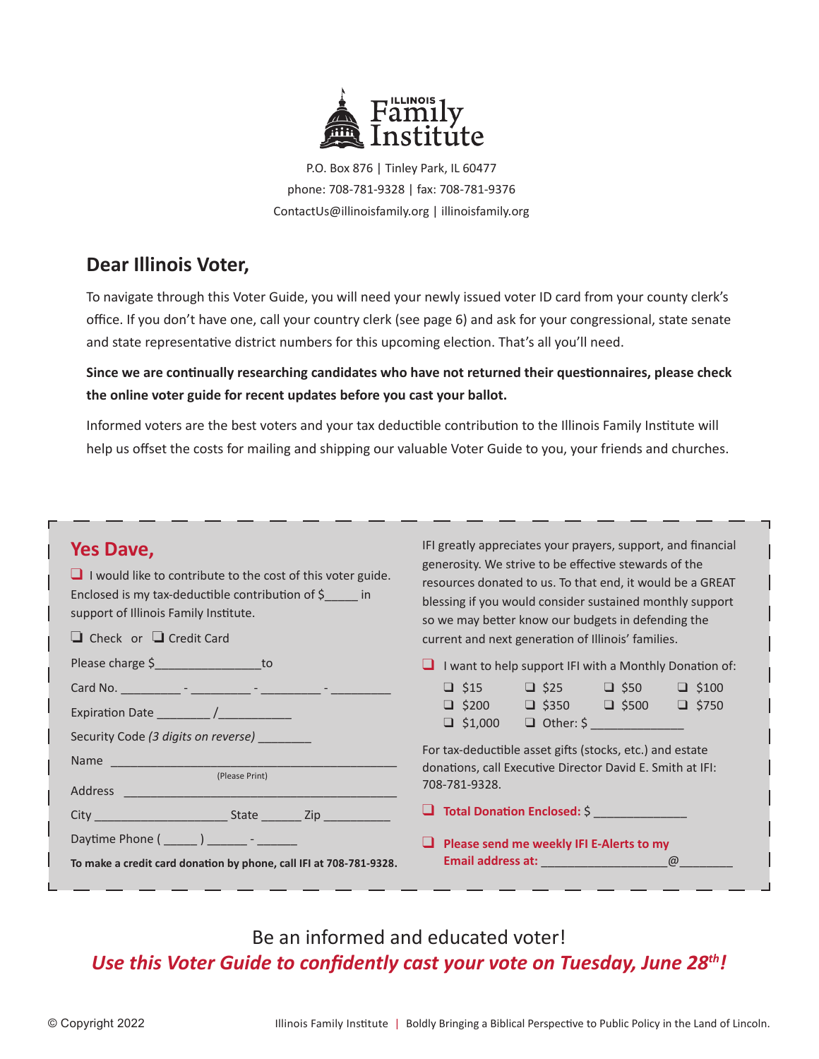**ILLINOIS Family Institute**

P.O. Box 876 | Tinley Park, IL 60477
phone: 708-781-9328 | fax: 708-781-9376
ContactUs@illinoisfamily.org | illinoisfamily.org

## Dear Illinois Voter,

To navigate through this Voter Guide, you will need your newly issued voter ID card from your county clerk's office. If you don't have one, call your country clerk (see page 6) and ask for your congressional, state senate and state representative district numbers for this upcoming election. That's all you'll need.

**Since we are continually researching candidates who have not returned their questionnaires, please check the online voter guide for recent updates before you cast your ballot.**

Informed voters are the best voters and your tax deductible contribution to the Illinois Family Institute will help us offset the costs for mailing and shipping our valuable Voter Guide to you, your friends and churches.

---

### Yes Dave,

❑ I would like to contribute to the cost of this voter guide. Enclosed is my tax-deductible contribution of $_____ in support of Illinois Family Institute.

❑ Check or ❑ Credit Card

Please charge $________________to

Card No. _________ - _________ - _________ - _________

Expiration Date ________ /___________

Security Code *(3 digits on reverse)* ________

Name ____________________________________________
(Please Print)

Address ____________________________________________

City ____________________ State ______ Zip __________

Daytime Phone ( _____ ) ______ - ______

**To make a credit card donation by phone, call IFI at 708-781-9328.**

IFI greatly appreciates your prayers, support, and financial generosity. We strive to be effective stewards of the resources donated to us. To that end, it would be a GREAT blessing if you would consider sustained monthly support so we may better know our budgets in defending the current and next generation of Illinois' families.

❑ I want to help support IFI with a Monthly Donation of:

❑ $15 ❑ $25 ❑ $50 ❑ $100
❑ $200 ❑ $350 ❑ $500 ❑ $750
❑ $1,000 ❑ Other: $ ______________

For tax-deductible asset gifts (stocks, etc.) and estate donations, call Executive Director David E. Smith at IFI: 708-781-9328.

❑ **Total Donation Enclosed:** $ ______________

❑ **Please send me weekly IFI E-Alerts to my Email address at:** ___________________@________

---

Be an informed and educated voter!

***Use this Voter Guide to confidently cast your vote on Tuesday, June 28th!***

© Copyright 2022

Illinois Family Institute | Boldly Bringing a Biblical Perspective to Public Policy in the Land of Lincoln.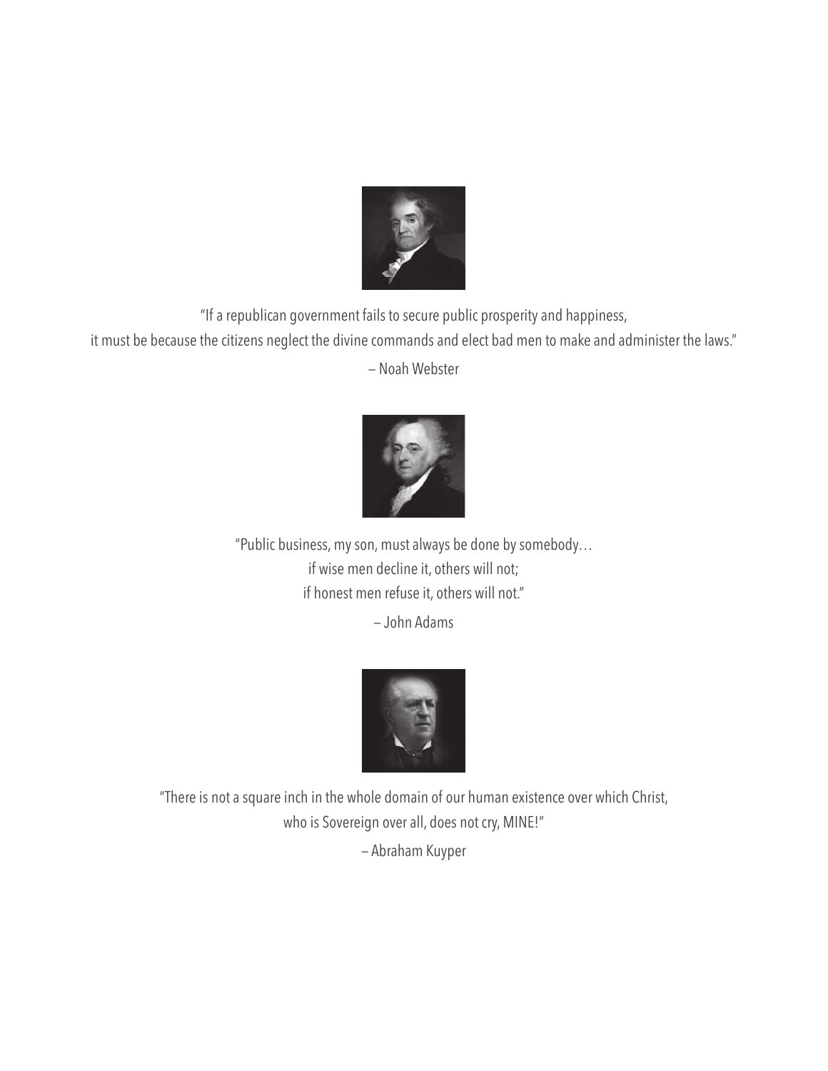"If a republican government fails to secure public prosperity and happiness,
it must be because the citizens neglect the divine commands and elect bad men to make and administer the laws."

– Noah Webster

"Public business, my son, must always be done by somebody…
if wise men decline it, others will not;
if honest men refuse it, others will not."

– John Adams

"There is not a square inch in the whole domain of our human existence over which Christ,
who is Sovereign over all, does not cry, MINE!"

– Abraham Kuyper